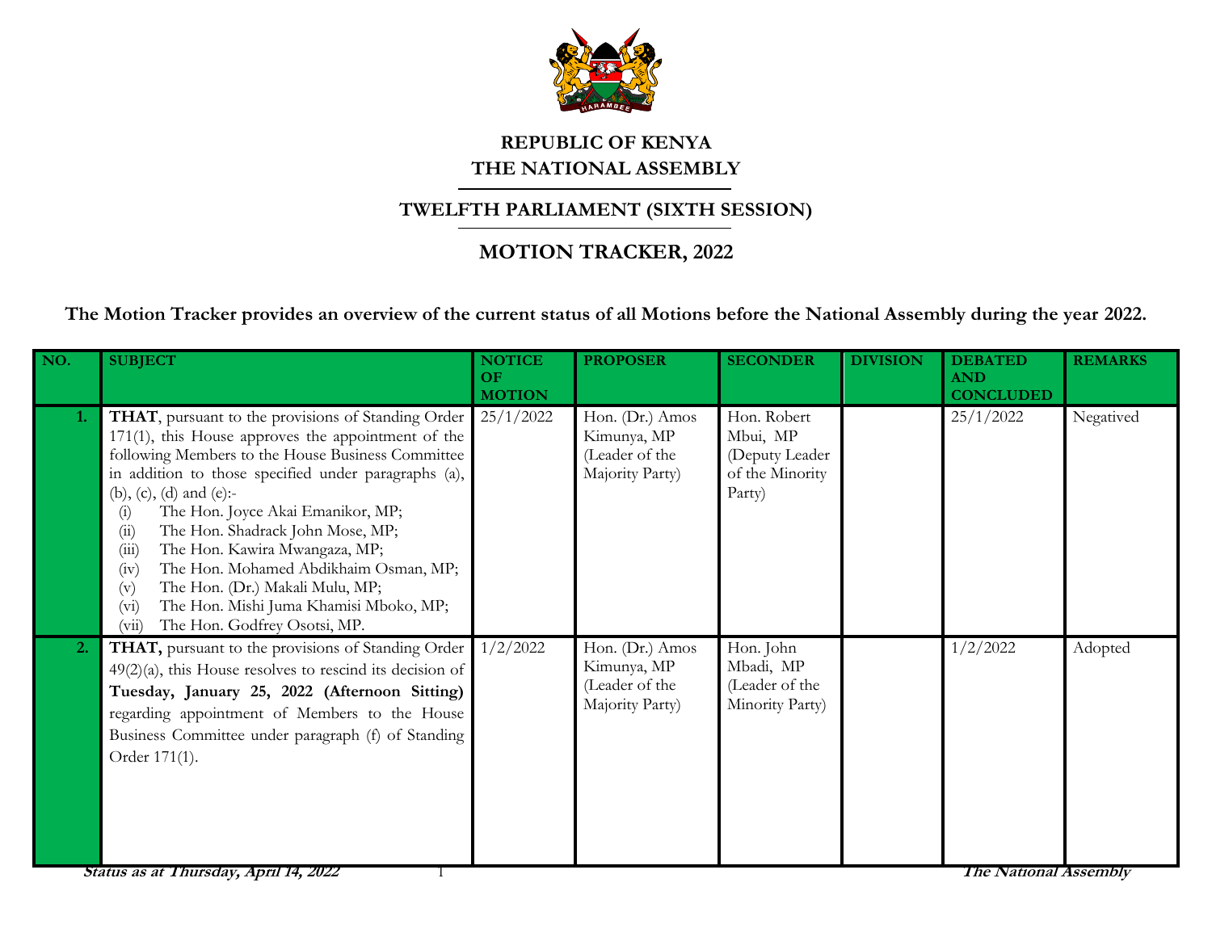# REPUBLIC OF KENYA
# THE NATIONAL ASSEMBLY

## TWELFTH PARLIAMENT (SIXTH SESSION)

## MOTION TRACKER, 2022

**The Motion Tracker provides an overview of the current status of all Motions before the National Assembly during the year 2022.**

| NO. | SUBJECT | NOTICE OF MOTION | PROPOSER | SECONDER | DIVISION | DEBATED AND CONCLUDED | REMARKS |
|---|---|---|---|---|---|---|---|
| 1. | **THAT**, pursuant to the provisions of Standing Order 171(1), this House approves the appointment of the following Members to the House Business Committee in addition to those specified under paragraphs (a), (b), (c), (d) and (e):- (i) The Hon. Joyce Akai Emanikor, MP; (ii) The Hon. Shadrack John Mose, MP; (iii) The Hon. Kawira Mwangaza, MP; (iv) The Hon. Mohamed Abdikhaim Osman, MP; (v) The Hon. (Dr.) Makali Mulu, MP; (vi) The Hon. Mishi Juma Khamisi Mboko, MP; (vii) The Hon. Godfrey Osotsi, MP. | 25/1/2022 | Hon. (Dr.) Amos Kimunya, MP (Leader of the Majority Party) | Hon. Robert Mbui, MP (Deputy Leader of the Minority Party) | | 25/1/2022 | Negatived |
| 2. | **THAT,** pursuant to the provisions of Standing Order 49(2)(a), this House resolves to rescind its decision of **Tuesday, January 25, 2022 (Afternoon Sitting)** regarding appointment of Members to the House Business Committee under paragraph (f) of Standing Order 171(1). | 1/2/2022 | Hon. (Dr.) Amos Kimunya, MP (Leader of the Majority Party) | Hon. John Mbadi, MP (Leader of the Minority Party) | | 1/2/2022 | Adopted |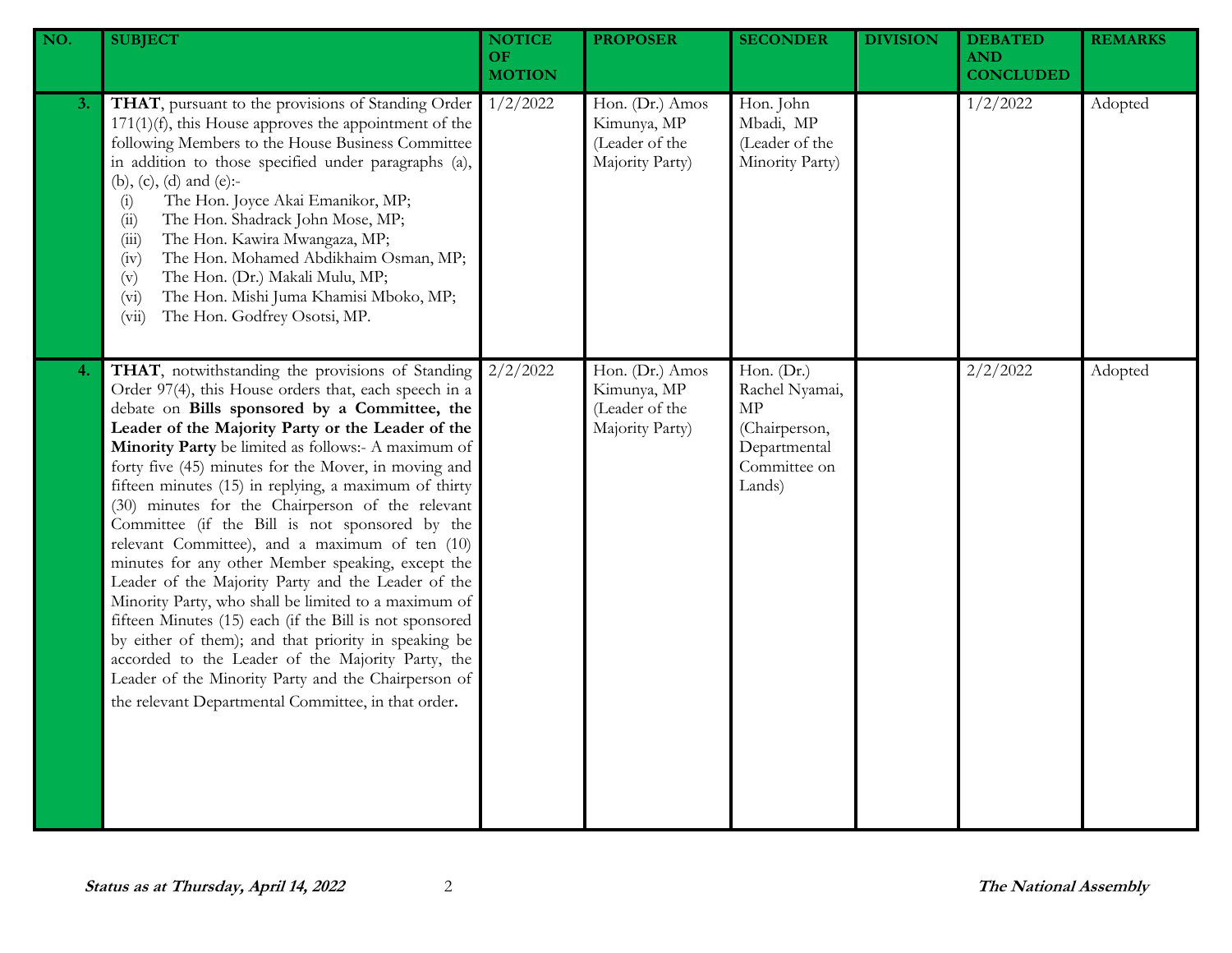| NO. | SUBJECT | NOTICE OF MOTION | PROPOSER | SECONDER | DIVISION | DEBATED AND CONCLUDED | REMARKS |
|---|---|---|---|---|---|---|---|
| 3. | **THAT**, pursuant to the provisions of Standing Order 171(1)(f), this House approves the appointment of the following Members to the House Business Committee in addition to those specified under paragraphs (a), (b), (c), (d) and (e):- (i) The Hon. Joyce Akai Emanikor, MP; (ii) The Hon. Shadrack John Mose, MP; (iii) The Hon. Kawira Mwangaza, MP; (iv) The Hon. Mohamed Abdikhaim Osman, MP; (v) The Hon. (Dr.) Makali Mulu, MP; (vi) The Hon. Mishi Juma Khamisi Mboko, MP; (vii) The Hon. Godfrey Osotsi, MP. | 1/2/2022 | Hon. (Dr.) Amos Kimunya, MP (Leader of the Majority Party) | Hon. John Mbadi, MP (Leader of the Minority Party) | | 1/2/2022 | Adopted |
| 4. | **THAT**, notwithstanding the provisions of Standing Order 97(4), this House orders that, each speech in a debate on **Bills sponsored by a Committee, the Leader of the Majority Party or the Leader of the Minority Party** be limited as follows:- A maximum of forty five (45) minutes for the Mover, in moving and fifteen minutes (15) in replying, a maximum of thirty (30) minutes for the Chairperson of the relevant Committee (if the Bill is not sponsored by the relevant Committee), and a maximum of ten (10) minutes for any other Member speaking, except the Leader of the Majority Party and the Leader of the Minority Party, who shall be limited to a maximum of fifteen Minutes (15) each (if the Bill is not sponsored by either of them); and that priority in speaking be accorded to the Leader of the Majority Party, the Leader of the Minority Party and the Chairperson of the relevant Departmental Committee, in that order. | 2/2/2022 | Hon. (Dr.) Amos Kimunya, MP (Leader of the Majority Party) | Hon. (Dr.) Rachel Nyamai, MP (Chairperson, Departmental Committee on Lands) | | 2/2/2022 | Adopted |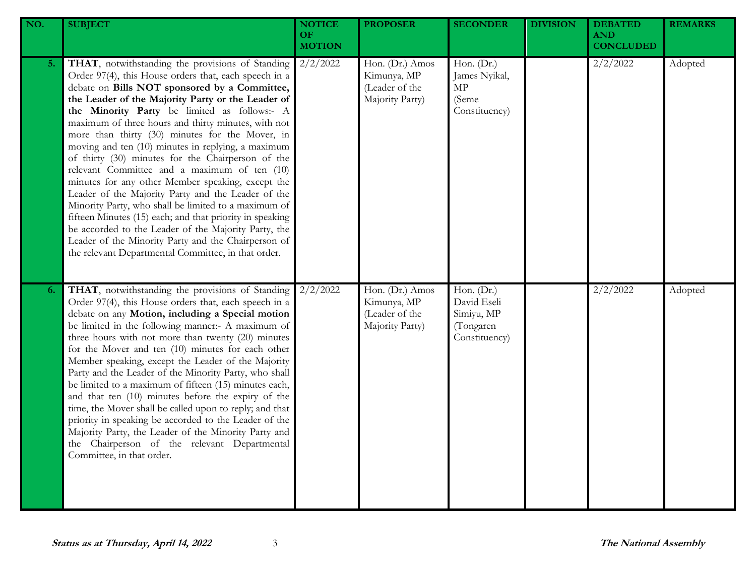| NO. | SUBJECT | NOTICE OF MOTION | PROPOSER | SECONDER | DIVISION | DEBATED AND CONCLUDED | REMARKS |
|---|---|---|---|---|---|---|---|
| 5. | **THAT**, notwithstanding the provisions of Standing Order 97(4), this House orders that, each speech in a debate on **Bills NOT sponsored by a Committee, the Leader of the Majority Party or the Leader of the Minority Party** be limited as follows:- A maximum of three hours and thirty minutes, with not more than thirty (30) minutes for the Mover, in moving and ten (10) minutes in replying, a maximum of thirty (30) minutes for the Chairperson of the relevant Committee and a maximum of ten (10) minutes for any other Member speaking, except the Leader of the Majority Party and the Leader of the Minority Party, who shall be limited to a maximum of fifteen Minutes (15) each; and that priority in speaking be accorded to the Leader of the Majority Party, the Leader of the Minority Party and the Chairperson of the relevant Departmental Committee, in that order. | 2/2/2022 | Hon. (Dr.) Amos Kimunya, MP (Leader of the Majority Party) | Hon. (Dr.) James Nyikal, MP (Seme Constituency) | | 2/2/2022 | Adopted |
| 6. | **THAT**, notwithstanding the provisions of Standing Order 97(4), this House orders that, each speech in a debate on any **Motion, including a Special motion** be limited in the following manner:- A maximum of three hours with not more than twenty (20) minutes for the Mover and ten (10) minutes for each other Member speaking, except the Leader of the Majority Party and the Leader of the Minority Party, who shall be limited to a maximum of fifteen (15) minutes each, and that ten (10) minutes before the expiry of the time, the Mover shall be called upon to reply; and that priority in speaking be accorded to the Leader of the Majority Party, the Leader of the Minority Party and the Chairperson of the relevant Departmental Committee, in that order. | 2/2/2022 | Hon. (Dr.) Amos Kimunya, MP (Leader of the Majority Party) | Hon. (Dr.) David Eseli Simiyu, MP (Tongaren Constituency) | | 2/2/2022 | Adopted |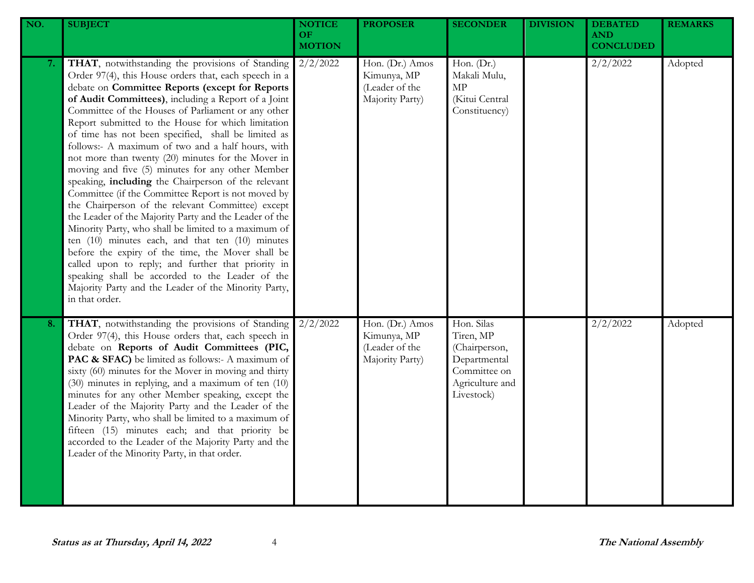| NO. | SUBJECT | NOTICE OF MOTION | PROPOSER | SECONDER | DIVISION | DEBATED AND CONCLUDED | REMARKS |
|---|---|---|---|---|---|---|---|
| 7. | **THAT**, notwithstanding the provisions of Standing Order 97(4), this House orders that, each speech in a debate on **Committee Reports (except for Reports of Audit Committees)**, including a Report of a Joint Committee of the Houses of Parliament or any other Report submitted to the House for which limitation of time has not been specified, shall be limited as follows:- A maximum of two and a half hours, with not more than twenty (20) minutes for the Mover in moving and five (5) minutes for any other Member speaking, **including** the Chairperson of the relevant Committee (if the Committee Report is not moved by the Chairperson of the relevant Committee) except the Leader of the Majority Party and the Leader of the Minority Party, who shall be limited to a maximum of ten (10) minutes each, and that ten (10) minutes before the expiry of the time, the Mover shall be called upon to reply; and further that priority in speaking shall be accorded to the Leader of the Majority Party and the Leader of the Minority Party, in that order. | 2/2/2022 | Hon. (Dr.) Amos Kimunya, MP (Leader of the Majority Party) | Hon. (Dr.) Makali Mulu, MP (Kitui Central Constituency) | | 2/2/2022 | Adopted |
| 8. | **THAT**, notwithstanding the provisions of Standing Order 97(4), this House orders that, each speech in debate on **Reports of Audit Committees (PIC, PAC & SFAC)** be limited as follows:- A maximum of sixty (60) minutes for the Mover in moving and thirty (30) minutes in replying, and a maximum of ten (10) minutes for any other Member speaking, except the Leader of the Majority Party and the Leader of the Minority Party, who shall be limited to a maximum of fifteen (15) minutes each; and that priority be accorded to the Leader of the Majority Party and the Leader of the Minority Party, in that order. | 2/2/2022 | Hon. (Dr.) Amos Kimunya, MP (Leader of the Majority Party) | Hon. Silas Tiren, MP (Chairperson, Departmental Committee on Agriculture and Livestock) | | 2/2/2022 | Adopted |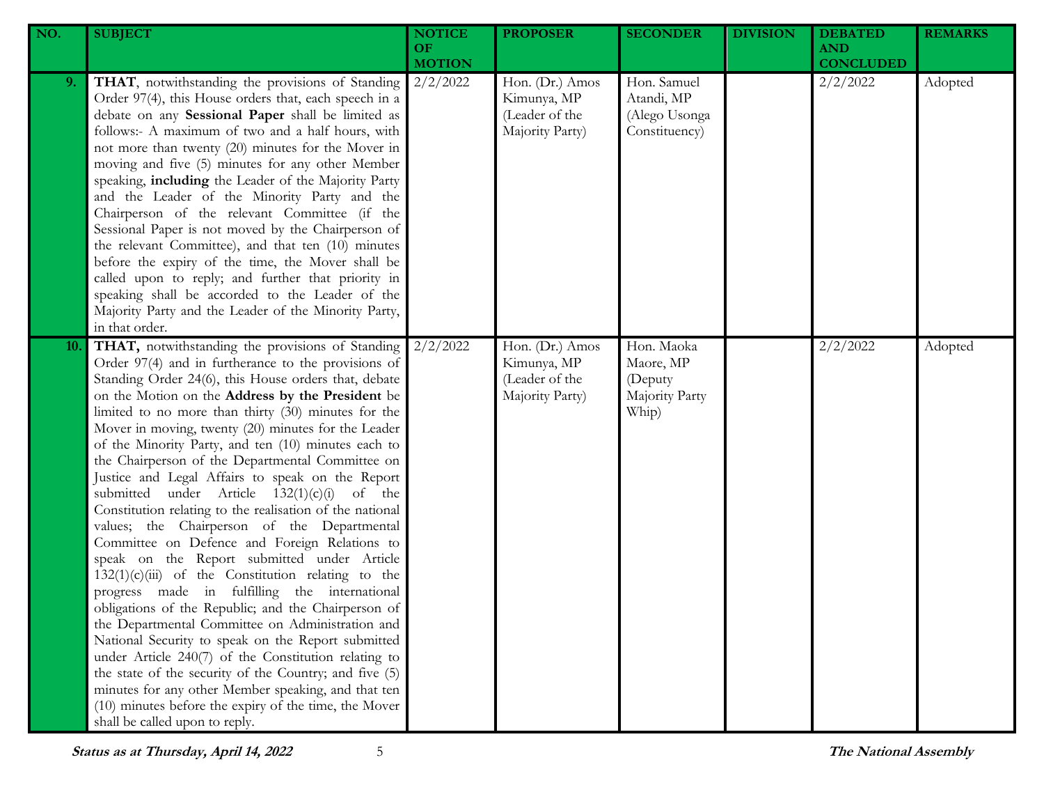| NO. | SUBJECT | NOTICE OF MOTION | PROPOSER | SECONDER | DIVISION | DEBATED AND CONCLUDED | REMARKS |
|---|---|---|---|---|---|---|---|
| 9. | **THAT**, notwithstanding the provisions of Standing Order 97(4), this House orders that, each speech in a debate on any **Sessional Paper** shall be limited as follows:- A maximum of two and a half hours, with not more than twenty (20) minutes for the Mover in moving and five (5) minutes for any other Member speaking, **including** the Leader of the Majority Party and the Leader of the Minority Party and the Chairperson of the relevant Committee (if the Sessional Paper is not moved by the Chairperson of the relevant Committee), and that ten (10) minutes before the expiry of the time, the Mover shall be called upon to reply; and further that priority in speaking shall be accorded to the Leader of the Majority Party and the Leader of the Minority Party, in that order. | 2/2/2022 | Hon. (Dr.) Amos Kimunya, MP (Leader of the Majority Party) | Hon. Samuel Atandi, MP (Alego Usonga Constituency) | | 2/2/2022 | Adopted |
| 10. | **THAT,** notwithstanding the provisions of Standing Order 97(4) and in furtherance to the provisions of Standing Order 24(6), this House orders that, debate on the Motion on the **Address by the President** be limited to no more than thirty (30) minutes for the Mover in moving, twenty (20) minutes for the Leader of the Minority Party, and ten (10) minutes each to the Chairperson of the Departmental Committee on Justice and Legal Affairs to speak on the Report submitted under Article 132(1)(c)(i) of the Constitution relating to the realisation of the national values; the Chairperson of the Departmental Committee on Defence and Foreign Relations to speak on the Report submitted under Article 132(1)(c)(iii) of the Constitution relating to the progress made in fulfilling the international obligations of the Republic; and the Chairperson of the Departmental Committee on Administration and National Security to speak on the Report submitted under Article 240(7) of the Constitution relating to the state of the security of the Country; and five (5) minutes for any other Member speaking, and that ten (10) minutes before the expiry of the time, the Mover shall be called upon to reply. | 2/2/2022 | Hon. (Dr.) Amos Kimunya, MP (Leader of the Majority Party) | Hon. Maoka Maore, MP (Deputy Majority Party Whip) | | 2/2/2022 | Adopted |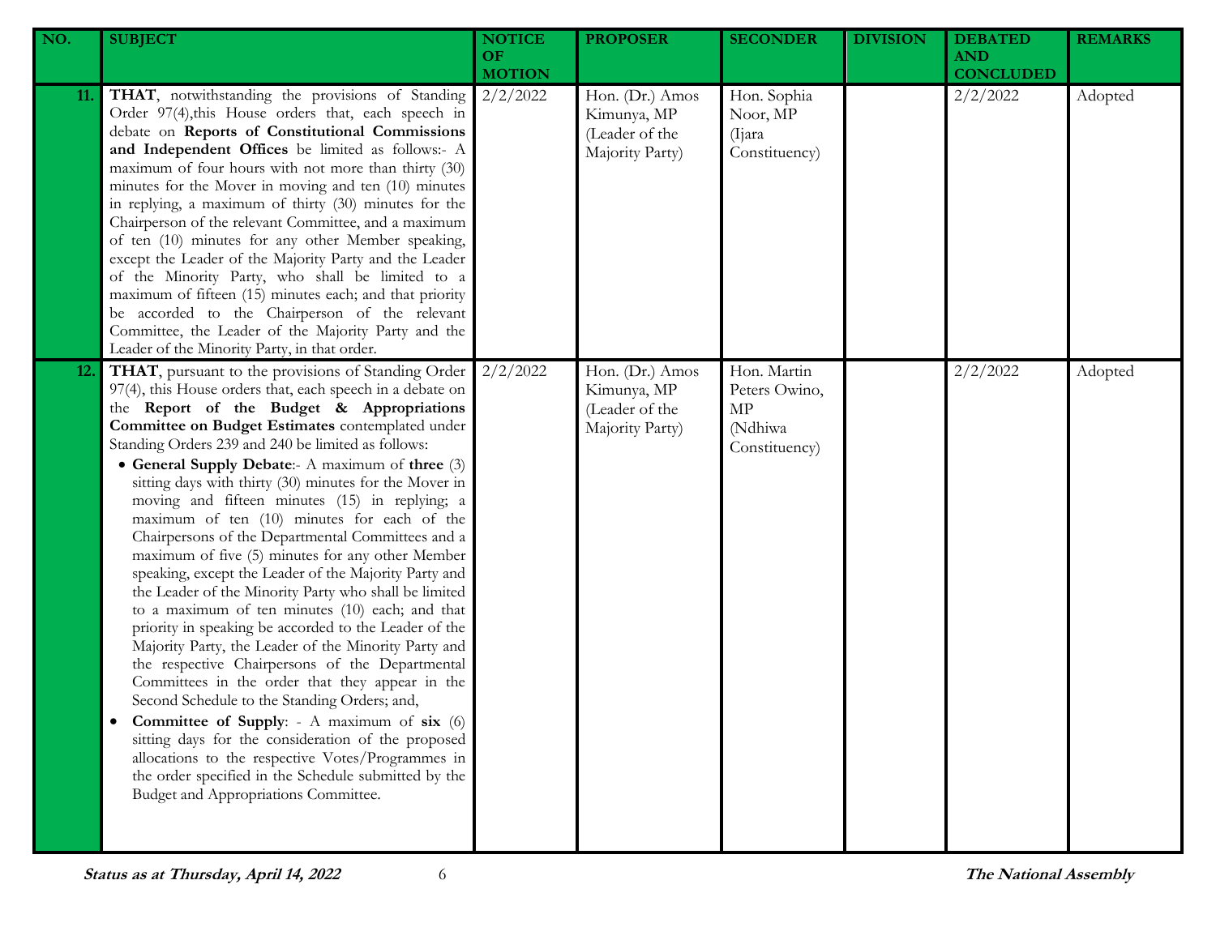| NO. | SUBJECT | NOTICE OF MOTION | PROPOSER | SECONDER | DIVISION | DEBATED AND CONCLUDED | REMARKS |
|---|---|---|---|---|---|---|---|
| 11. | **THAT**, notwithstanding the provisions of Standing Order 97(4),this House orders that, each speech in debate on **Reports of Constitutional Commissions and Independent Offices** be limited as follows:- A maximum of four hours with not more than thirty (30) minutes for the Mover in moving and ten (10) minutes in replying, a maximum of thirty (30) minutes for the Chairperson of the relevant Committee, and a maximum of ten (10) minutes for any other Member speaking, except the Leader of the Majority Party and the Leader of the Minority Party, who shall be limited to a maximum of fifteen (15) minutes each; and that priority be accorded to the Chairperson of the relevant Committee, the Leader of the Majority Party and the Leader of the Minority Party, in that order. | 2/2/2022 | Hon. (Dr.) Amos Kimunya, MP (Leader of the Majority Party) | Hon. Sophia Noor, MP (Ijara Constituency) | | 2/2/2022 | Adopted |
| 12. | **THAT**, pursuant to the provisions of Standing Order 97(4), this House orders that, each speech in a debate on the **Report of the Budget & Appropriations Committee on Budget Estimates** contemplated under Standing Orders 239 and 240 be limited as follows:<br>• **General Supply Debate**:- A maximum of **three** (3) sitting days with thirty (30) minutes for the Mover in moving and fifteen minutes (15) in replying; a maximum of ten (10) minutes for each of the Chairpersons of the Departmental Committees and a maximum of five (5) minutes for any other Member speaking, except the Leader of the Majority Party and the Leader of the Minority Party who shall be limited to a maximum of ten minutes (10) each; and that priority in speaking be accorded to the Leader of the Majority Party, the Leader of the Minority Party and the respective Chairpersons of the Departmental Committees in the order that they appear in the Second Schedule to the Standing Orders; and,<br>• **Committee of Supply**: - A maximum of **six** (6) sitting days for the consideration of the proposed allocations to the respective Votes/Programmes in the order specified in the Schedule submitted by the Budget and Appropriations Committee. | 2/2/2022 | Hon. (Dr.) Amos Kimunya, MP (Leader of the Majority Party) | Hon. Martin Peters Owino, MP (Ndhiwa Constituency) | | 2/2/2022 | Adopted |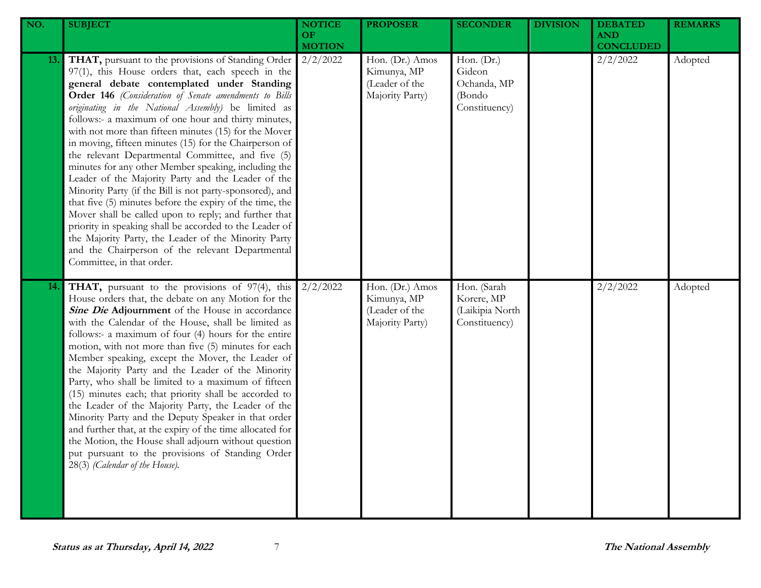| NO. | SUBJECT | NOTICE OF MOTION | PROPOSER | SECONDER | DIVISION | DEBATED AND CONCLUDED | REMARKS |
|---|---|---|---|---|---|---|---|
| 13. | **THAT,** pursuant to the provisions of Standing Order 97(1), this House orders that, each speech in the **general debate contemplated under Standing Order 146** *(Consideration of Senate amendments to Bills originating in the National Assembly)* be limited as follows:- a maximum of one hour and thirty minutes, with not more than fifteen minutes (15) for the Mover in moving, fifteen minutes (15) for the Chairperson of the relevant Departmental Committee, and five (5) minutes for any other Member speaking, including the Leader of the Majority Party and the Leader of the Minority Party (if the Bill is not party-sponsored), and that five (5) minutes before the expiry of the time, the Mover shall be called upon to reply; and further that priority in speaking shall be accorded to the Leader of the Majority Party, the Leader of the Minority Party and the Chairperson of the relevant Departmental Committee, in that order. | 2/2/2022 | Hon. (Dr.) Amos Kimunya, MP (Leader of the Majority Party) | Hon. (Dr.) Gideon Ochanda, MP (Bondo Constituency) | | 2/2/2022 | Adopted |
| 14. | **THAT,** pursuant to the provisions of 97(4), this House orders that, the debate on any Motion for the ***Sine Die*** **Adjournment** of the House in accordance with the Calendar of the House, shall be limited as follows:- a maximum of four (4) hours for the entire motion, with not more than five (5) minutes for each Member speaking, except the Mover, the Leader of the Majority Party and the Leader of the Minority Party, who shall be limited to a maximum of fifteen (15) minutes each; that priority shall be accorded to the Leader of the Majority Party, the Leader of the Minority Party and the Deputy Speaker in that order and further that, at the expiry of the time allocated for the Motion, the House shall adjourn without question put pursuant to the provisions of Standing Order 28(3) *(Calendar of the House).* | 2/2/2022 | Hon. (Dr.) Amos Kimunya, MP (Leader of the Majority Party) | Hon. (Sarah Korere, MP (Laikipia North Constituency) | | 2/2/2022 | Adopted |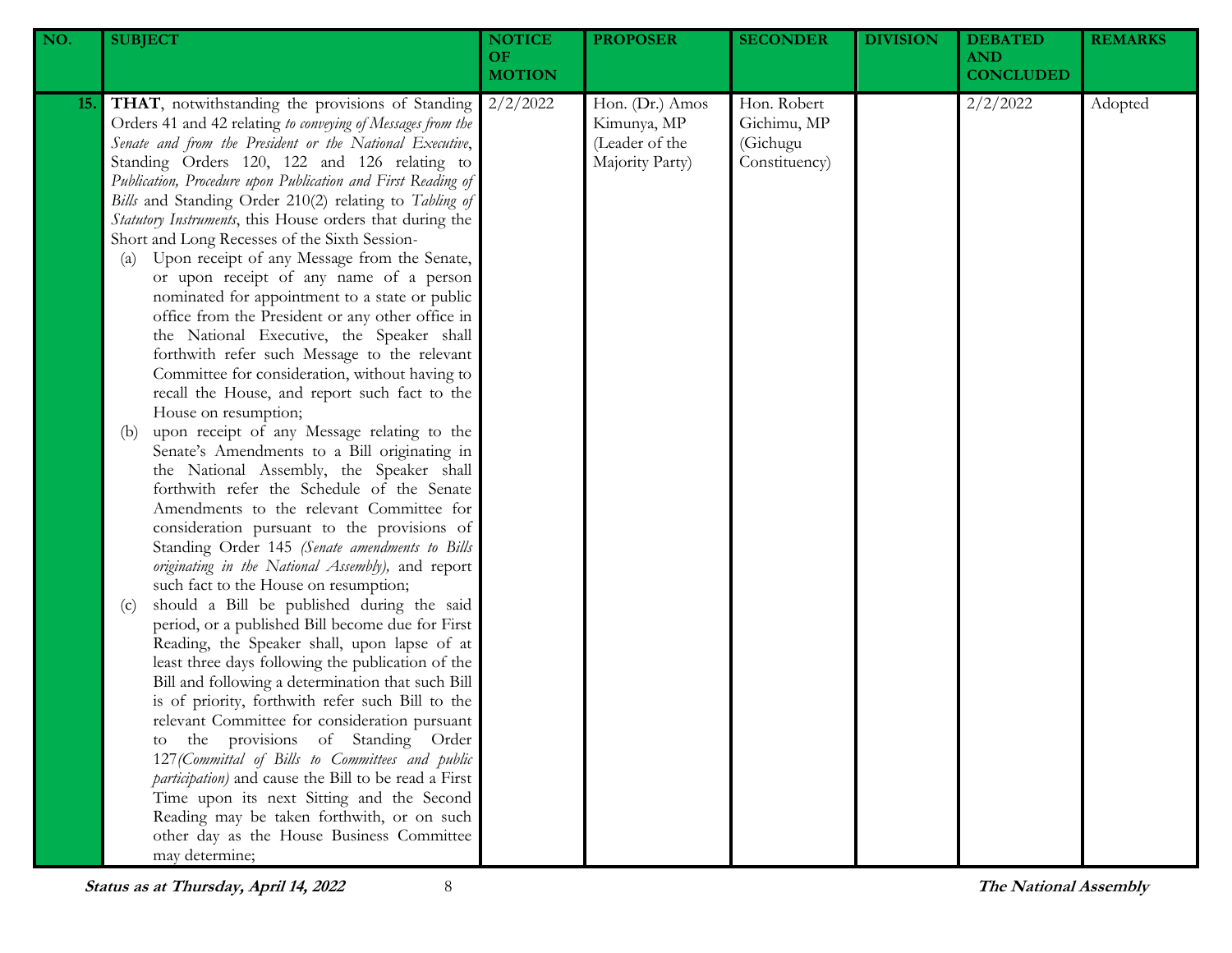| NO. | SUBJECT | NOTICE OF MOTION | PROPOSER | SECONDER | DIVISION | DEBATED AND CONCLUDED | REMARKS |
|---|---|---|---|---|---|---|---|
| 15. | **THAT**, notwithstanding the provisions of Standing Orders 41 and 42 relating *to conveying of Messages from the Senate and from the President or the National Executive*, Standing Orders 120, 122 and 126 relating to *Publication, Procedure upon Publication and First Reading of Bills* and Standing Order 210(2) relating to *Tabling of Statutory Instruments*, this House orders that during the Short and Long Recesses of the Sixth Session-<br>(a) Upon receipt of any Message from the Senate, or upon receipt of any name of a person nominated for appointment to a state or public office from the President or any other office in the National Executive, the Speaker shall forthwith refer such Message to the relevant Committee for consideration, without having to recall the House, and report such fact to the House on resumption;<br>(b) upon receipt of any Message relating to the Senate's Amendments to a Bill originating in the National Assembly, the Speaker shall forthwith refer the Schedule of the Senate Amendments to the relevant Committee for consideration pursuant to the provisions of Standing Order 145 *(Senate amendments to Bills originating in the National Assembly)*, and report such fact to the House on resumption;<br>(c) should a Bill be published during the said period, or a published Bill become due for First Reading, the Speaker shall, upon lapse of at least three days following the publication of the Bill and following a determination that such Bill is of priority, forthwith refer such Bill to the relevant Committee for consideration pursuant to the provisions of Standing Order 127*(Committal of Bills to Committees and public participation)* and cause the Bill to be read a First Time upon its next Sitting and the Second Reading may be taken forthwith, or on such other day as the House Business Committee may determine; | 2/2/2022 | Hon. (Dr.) Amos Kimunya, MP (Leader of the Majority Party) | Hon. Robert Gichimu, MP (Gichugu Constituency) | | 2/2/2022 | Adopted |

**Status as at Thursday, April 14, 2022** **The National Assembly**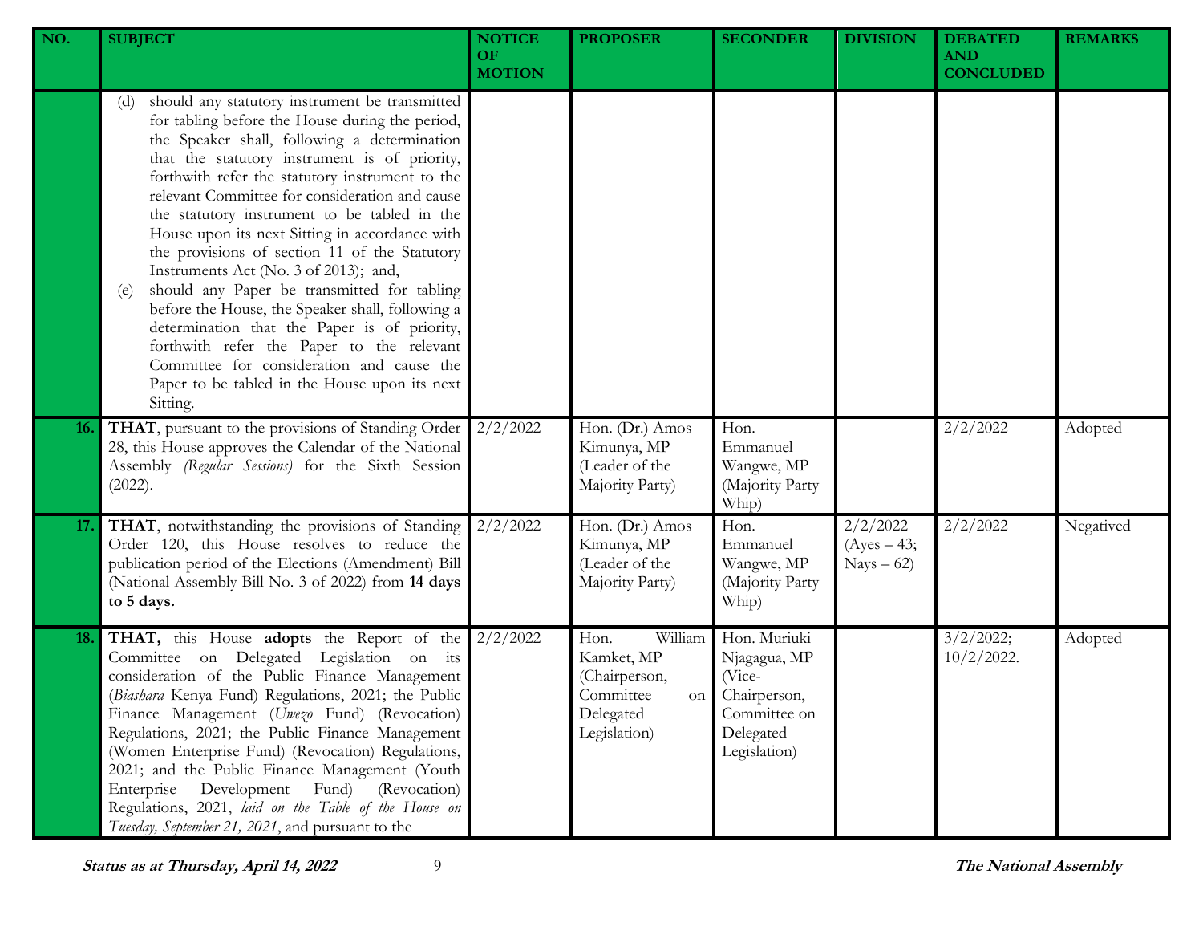| NO. | SUBJECT | NOTICE OF MOTION | PROPOSER | SECONDER | DIVISION | DEBATED AND CONCLUDED | REMARKS |
|---|---|---|---|---|---|---|---|
| | (d) should any statutory instrument be transmitted for tabling before the House during the period, the Speaker shall, following a determination that the statutory instrument is of priority, forthwith refer the statutory instrument to the relevant Committee for consideration and cause the statutory instrument to be tabled in the House upon its next Sitting in accordance with the provisions of section 11 of the Statutory Instruments Act (No. 3 of 2013); and,<br>(e) should any Paper be transmitted for tabling before the House, the Speaker shall, following a determination that the Paper is of priority, forthwith refer the Paper to the relevant Committee for consideration and cause the Paper to be tabled in the House upon its next Sitting. | | | | | | |
| **16.** | **THAT**, pursuant to the provisions of Standing Order 28, this House approves the Calendar of the National Assembly *(Regular Sessions)* for the Sixth Session (2022). | 2/2/2022 | Hon. (Dr.) Amos Kimunya, MP (Leader of the Majority Party) | Hon. Emmanuel Wangwe, MP (Majority Party Whip) | | 2/2/2022 | Adopted |
| **17.** | **THAT**, notwithstanding the provisions of Standing Order 120, this House resolves to reduce the publication period of the Elections (Amendment) Bill (National Assembly Bill No. 3 of 2022) from **14 days to 5 days.** | 2/2/2022 | Hon. (Dr.) Amos Kimunya, MP (Leader of the Majority Party) | Hon. Emmanuel Wangwe, MP (Majority Party Whip) | 2/2/2022 (Ayes – 43; Nays – 62) | 2/2/2022 | Negatived |
| **18.** | **THAT,** this House **adopts** the Report of the Committee on Delegated Legislation on its consideration of the Public Finance Management (*Biashara* Kenya Fund) Regulations, 2021; the Public Finance Management (*Uwezo* Fund) (Revocation) Regulations, 2021; the Public Finance Management (Women Enterprise Fund) (Revocation) Regulations, 2021; and the Public Finance Management (Youth Enterprise Development Fund) (Revocation) Regulations, 2021, *laid on the Table of the House on Tuesday, September 21, 2021*, and pursuant to the | 2/2/2022 | Hon. William Kamket, MP (Chairperson, Committee on Delegated Legislation) | Hon. Muriuki Njagagua, MP (Vice-Chairperson, Committee on Delegated Legislation) | | 3/2/2022; 10/2/2022. | Adopted |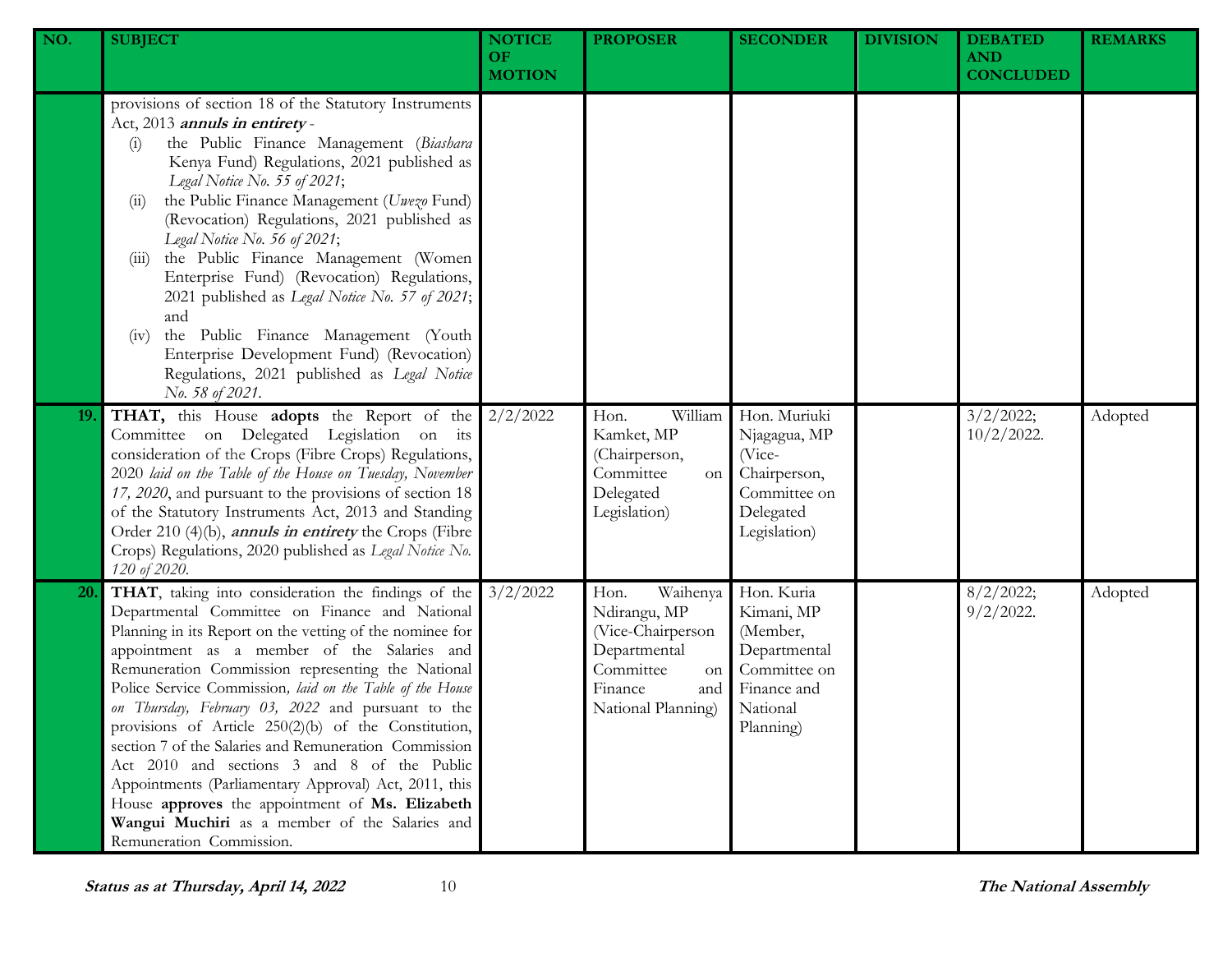| NO. | SUBJECT | NOTICE OF MOTION | PROPOSER | SECONDER | DIVISION | DEBATED AND CONCLUDED | REMARKS |
|---|---|---|---|---|---|---|---|
| | provisions of section 18 of the Statutory Instruments Act, 2013 ***annuls in entirety*** - (i) the Public Finance Management (*Biashara* Kenya Fund) Regulations, 2021 published as *Legal Notice No. 55 of 2021*; (ii) the Public Finance Management (*Uwezo* Fund) (Revocation) Regulations, 2021 published as *Legal Notice No. 56 of 2021*; (iii) the Public Finance Management (Women Enterprise Fund) (Revocation) Regulations, 2021 published as *Legal Notice No. 57 of 2021*; and (iv) the Public Finance Management (Youth Enterprise Development Fund) (Revocation) Regulations, 2021 published as *Legal Notice No. 58 of 2021*. | | | | | | |
| 19. | **THAT,** this House **adopts** the Report of the Committee on Delegated Legislation on its consideration of the Crops (Fibre Crops) Regulations, 2020 *laid on the Table of the House on Tuesday, November 17, 2020*, and pursuant to the provisions of section 18 of the Statutory Instruments Act, 2013 and Standing Order 210 (4)(b), ***annuls in entirety*** the Crops (Fibre Crops) Regulations, 2020 published as *Legal Notice No. 120 of 2020.* | 2/2/2022 | Hon. William Kamket, MP (Chairperson, Committee on Delegated Legislation) | Hon. Muriuki Njagagua, MP (Vice-Chairperson, Committee on Delegated Legislation) | | 3/2/2022; 10/2/2022. | Adopted |
| 20. | **THAT**, taking into consideration the findings of the Departmental Committee on Finance and National Planning in its Report on the vetting of the nominee for appointment as a member of the Salaries and Remuneration Commission representing the National Police Service Commission*, laid on the Table of the House on Thursday, February 03, 2022* and pursuant to the provisions of Article 250(2)(b) of the Constitution, section 7 of the Salaries and Remuneration Commission Act 2010 and sections 3 and 8 of the Public Appointments (Parliamentary Approval) Act, 2011, this House **approves** the appointment of **Ms. Elizabeth Wangui Muchiri** as a member of the Salaries and Remuneration Commission. | 3/2/2022 | Hon. Waihenya Ndirangu, MP (Vice-Chairperson Departmental Committee on Finance and National Planning) | Hon. Kuria Kimani, MP (Member, Departmental Committee on Finance and National Planning) | | 8/2/2022; 9/2/2022. | Adopted |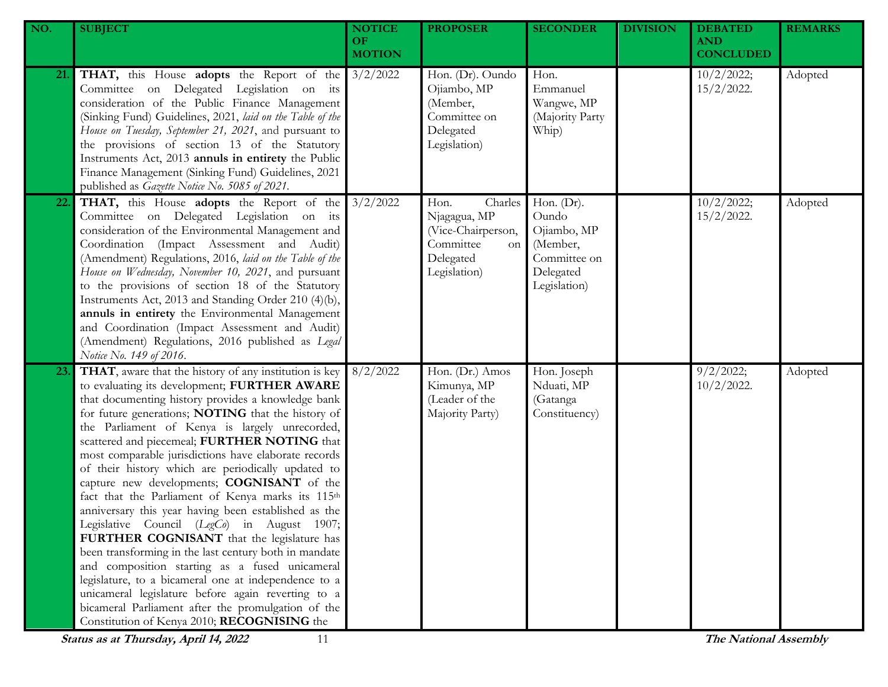| NO. | SUBJECT | NOTICE OF MOTION | PROPOSER | SECONDER | DIVISION | DEBATED AND CONCLUDED | REMARKS |
|---|---|---|---|---|---|---|---|
| 21. | **THAT,** this House **adopts** the Report of the Committee on Delegated Legislation on its consideration of the Public Finance Management (Sinking Fund) Guidelines, 2021, *laid on the Table of the House on Tuesday, September 21, 2021*, and pursuant to the provisions of section 13 of the Statutory Instruments Act, 2013 **annuls in entirety** the Public Finance Management (Sinking Fund) Guidelines, 2021 published as *Gazette Notice No. 5085 of 2021*. | 3/2/2022 | Hon. (Dr). Oundo Ojiambo, MP (Member, Committee on Delegated Legislation) | Hon. Emmanuel Wangwe, MP (Majority Party Whip) | | 10/2/2022; 15/2/2022. | Adopted |
| 22. | **THAT,** this House **adopts** the Report of the Committee on Delegated Legislation on its consideration of the Environmental Management and Coordination (Impact Assessment and Audit) (Amendment) Regulations, 2016, *laid on the Table of the House on Wednesday, November 10, 2021*, and pursuant to the provisions of section 18 of the Statutory Instruments Act, 2013 and Standing Order 210 (4)(b), **annuls in entirety** the Environmental Management and Coordination (Impact Assessment and Audit) (Amendment) Regulations, 2016 published as *Legal Notice No. 149 of 2016*. | 3/2/2022 | Hon. Charles Njagagua, MP (Vice-Chairperson, Committee on Delegated Legislation) | Hon. (Dr). Oundo Ojiambo, MP (Member, Committee on Delegated Legislation) | | 10/2/2022; 15/2/2022. | Adopted |
| 23. | **THAT**, aware that the history of any institution is key to evaluating its development; **FURTHER AWARE** that documenting history provides a knowledge bank for future generations; **NOTING** that the history of the Parliament of Kenya is largely unrecorded, scattered and piecemeal; **FURTHER NOTING** that most comparable jurisdictions have elaborate records of their history which are periodically updated to capture new developments; **COGNISANT** of the fact that the Parliament of Kenya marks its 115th anniversary this year having been established as the Legislative Council (*LegCo*) in August 1907; **FURTHER COGNISANT** that the legislature has been transforming in the last century both in mandate and composition starting as a fused unicameral legislature, to a bicameral one at independence to a unicameral legislature before again reverting to a bicameral Parliament after the promulgation of the Constitution of Kenya 2010; **RECOGNISING** the | 8/2/2022 | Hon. (Dr.) Amos Kimunya, MP (Leader of the Majority Party) | Hon. Joseph Nduati, MP (Gatanga Constituency) | | 9/2/2022; 10/2/2022. | Adopted |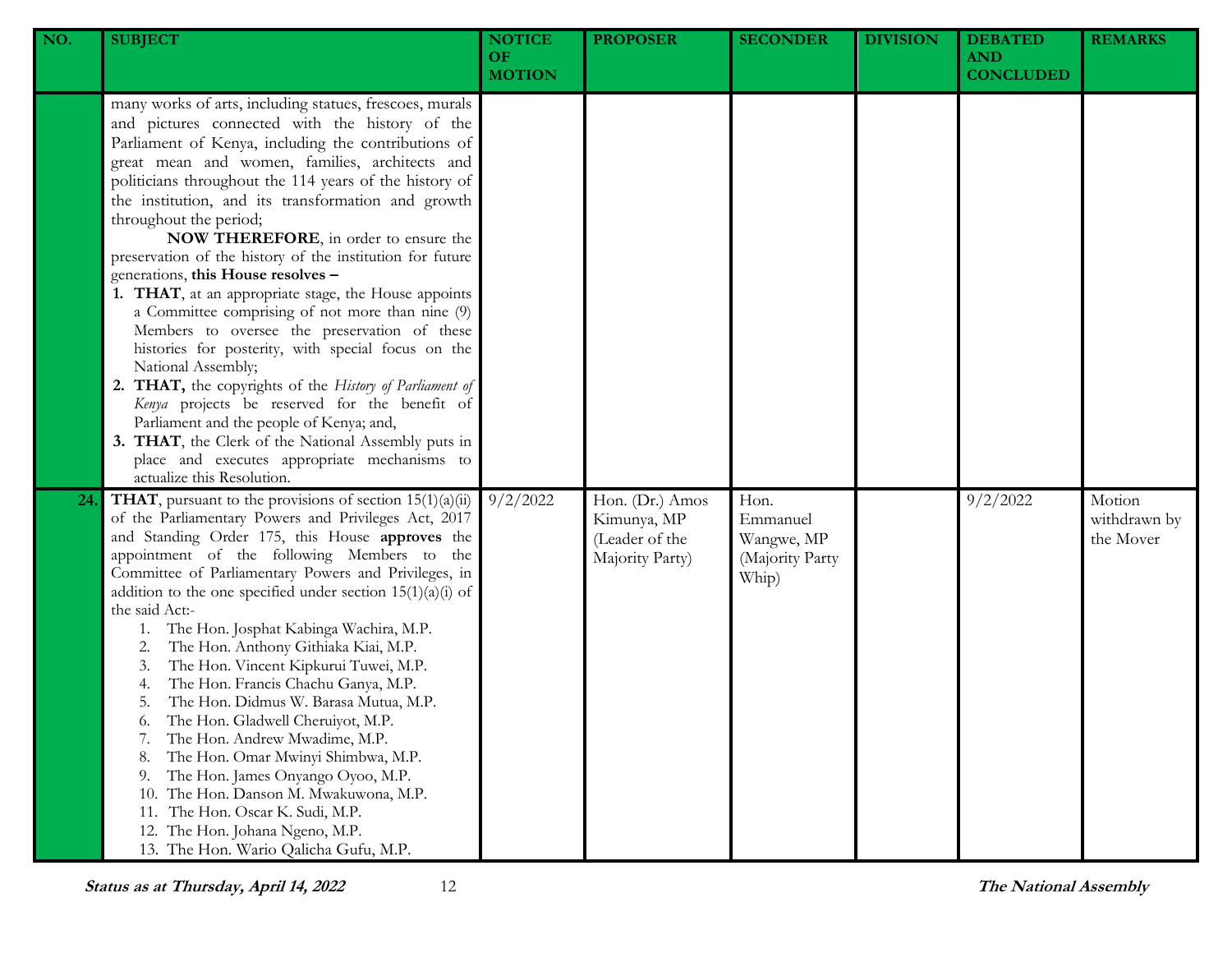| NO. | SUBJECT | NOTICE OF MOTION | PROPOSER | SECONDER | DIVISION | DEBATED AND CONCLUDED | REMARKS |
|---|---|---|---|---|---|---|---|
| | many works of arts, including statues, frescoes, murals and pictures connected with the history of the Parliament of Kenya, including the contributions of great mean and women, families, architects and politicians throughout the 114 years of the history of the institution, and its transformation and growth throughout the period;<br>**NOW THEREFORE**, in order to ensure the preservation of the history of the institution for future generations, **this House resolves –**<br>1. **THAT**, at an appropriate stage, the House appoints a Committee comprising of not more than nine (9) Members to oversee the preservation of these histories for posterity, with special focus on the National Assembly;<br>2. **THAT,** the copyrights of the *History of Parliament of Kenya* projects be reserved for the benefit of Parliament and the people of Kenya; and,<br>3. **THAT**, the Clerk of the National Assembly puts in place and executes appropriate mechanisms to actualize this Resolution. | | | | | | |
| 24. | **THAT**, pursuant to the provisions of section 15(1)(a)(ii) of the Parliamentary Powers and Privileges Act, 2017 and Standing Order 175, this House **approves** the appointment of the following Members to the Committee of Parliamentary Powers and Privileges, in addition to the one specified under section 15(1)(a)(i) of the said Act:-<br>1. The Hon. Josphat Kabinga Wachira, M.P.<br>2. The Hon. Anthony Githiaka Kiai, M.P.<br>3. The Hon. Vincent Kipkurui Tuwei, M.P.<br>4. The Hon. Francis Chachu Ganya, M.P.<br>5. The Hon. Didmus W. Barasa Mutua, M.P.<br>6. The Hon. Gladwell Cheruiyot, M.P.<br>7. The Hon. Andrew Mwadime, M.P.<br>8. The Hon. Omar Mwinyi Shimbwa, M.P.<br>9. The Hon. James Onyango Oyoo, M.P.<br>10. The Hon. Danson M. Mwakuwona, M.P.<br>11. The Hon. Oscar K. Sudi, M.P.<br>12. The Hon. Johana Ngeno, M.P.<br>13. The Hon. Wario Qalicha Gufu, M.P. | 9/2/2022 | Hon. (Dr.) Amos Kimunya, MP (Leader of the Majority Party) | Hon. Emmanuel Wangwe, MP (Majority Party Whip) | | 9/2/2022 | Motion withdrawn by the Mover |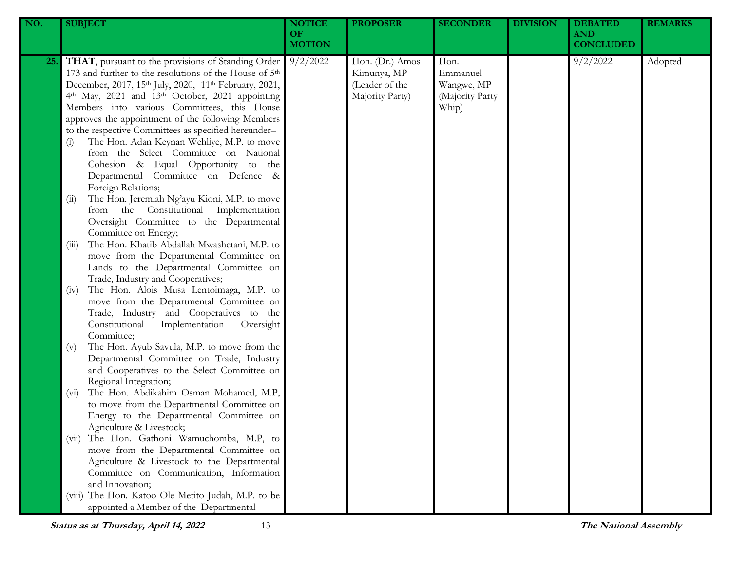| NO. | SUBJECT | NOTICE OF MOTION | PROPOSER | SECONDER | DIVISION | DEBATED AND CONCLUDED | REMARKS |
|---|---|---|---|---|---|---|---|
| 25. | **THAT**, pursuant to the provisions of Standing Order 173 and further to the resolutions of the House of 5th December, 2017, 15th July, 2020, 11th February, 2021, 4th May, 2021 and 13th October, 2021 appointing Members into various Committees, this House approves the appointment of the following Members to the respective Committees as specified hereunder–<br>(i) The Hon. Adan Keynan Wehliye, M.P. to move from the Select Committee on National Cohesion & Equal Opportunity to the Departmental Committee on Defence & Foreign Relations;<br>(ii) The Hon. Jeremiah Ng'ayu Kioni, M.P. to move from the Constitutional Implementation Oversight Committee to the Departmental Committee on Energy;<br>(iii) The Hon. Khatib Abdallah Mwashetani, M.P. to move from the Departmental Committee on Lands to the Departmental Committee on Trade, Industry and Cooperatives;<br>(iv) The Hon. Alois Musa Lentoimaga, M.P. to move from the Departmental Committee on Trade, Industry and Cooperatives to the Constitutional Implementation Oversight Committee;<br>(v) The Hon. Ayub Savula, M.P. to move from the Departmental Committee on Trade, Industry and Cooperatives to the Select Committee on Regional Integration;<br>(vi) The Hon. Abdikahim Osman Mohamed, M.P, to move from the Departmental Committee on Energy to the Departmental Committee on Agriculture & Livestock;<br>(vii) The Hon. Gathoni Wamuchomba, M.P, to move from the Departmental Committee on Agriculture & Livestock to the Departmental Committee on Communication, Information and Innovation;<br>(viii) The Hon. Katoo Ole Metito Judah, M.P. to be appointed a Member of the Departmental | 9/2/2022 | Hon. (Dr.) Amos Kimunya, MP (Leader of the Majority Party) | Hon. Emmanuel Wangwe, MP (Majority Party Whip) | | 9/2/2022 | Adopted |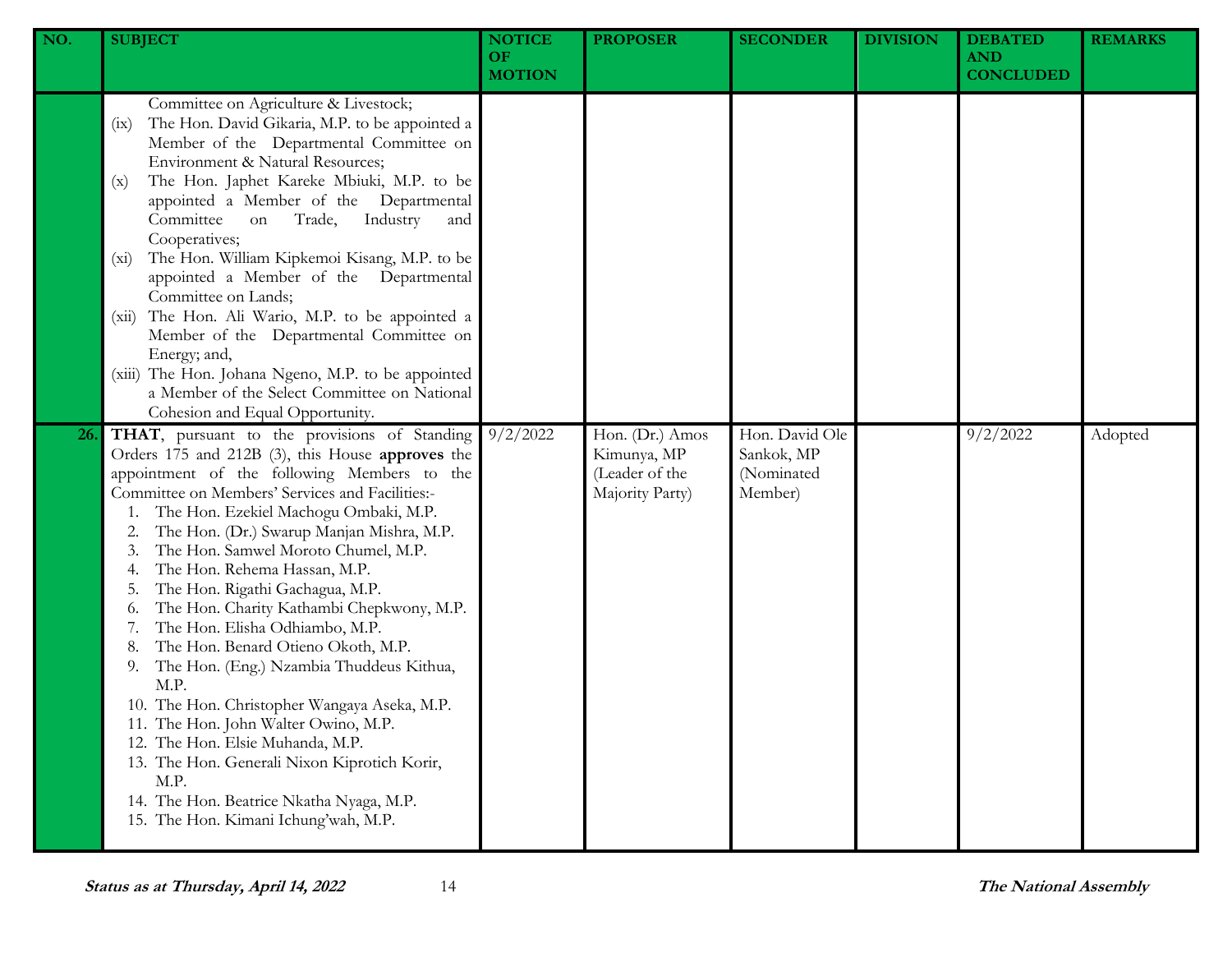| NO. | SUBJECT | NOTICE OF MOTION | PROPOSER | SECONDER | DIVISION | DEBATED AND CONCLUDED | REMARKS |
|---|---|---|---|---|---|---|---|
| | Committee on Agriculture & Livestock;<br>(ix) The Hon. David Gikaria, M.P. to be appointed a Member of the Departmental Committee on Environment & Natural Resources;<br>(x) The Hon. Japhet Kareke Mbiuki, M.P. to be appointed a Member of the Departmental Committee on Trade, Industry and Cooperatives;<br>(xi) The Hon. William Kipkemoi Kisang, M.P. to be appointed a Member of the Departmental Committee on Lands;<br>(xii) The Hon. Ali Wario, M.P. to be appointed a Member of the Departmental Committee on Energy; and,<br>(xiii) The Hon. Johana Ngeno, M.P. to be appointed a Member of the Select Committee on National Cohesion and Equal Opportunity. | | | | | | |
| 26. | **THAT**, pursuant to the provisions of Standing Orders 175 and 212B (3), this House **approves** the appointment of the following Members to the Committee on Members' Services and Facilities:-<br>1. The Hon. Ezekiel Machogu Ombaki, M.P.<br>2. The Hon. (Dr.) Swarup Manjan Mishra, M.P.<br>3. The Hon. Samwel Moroto Chumel, M.P.<br>4. The Hon. Rehema Hassan, M.P.<br>5. The Hon. Rigathi Gachagua, M.P.<br>6. The Hon. Charity Kathambi Chepkwony, M.P.<br>7. The Hon. Elisha Odhiambo, M.P.<br>8. The Hon. Benard Otieno Okoth, M.P.<br>9. The Hon. (Eng.) Nzambia Thuddeus Kithua, M.P.<br>10. The Hon. Christopher Wangaya Aseka, M.P.<br>11. The Hon. John Walter Owino, M.P.<br>12. The Hon. Elsie Muhanda, M.P.<br>13. The Hon. Generali Nixon Kiprotich Korir, M.P.<br>14. The Hon. Beatrice Nkatha Nyaga, M.P.<br>15. The Hon. Kimani Ichung'wah, M.P. | 9/2/2022 | Hon. (Dr.) Amos Kimunya, MP (Leader of the Majority Party) | Hon. David Ole Sankok, MP (Nominated Member) | | 9/2/2022 | Adopted |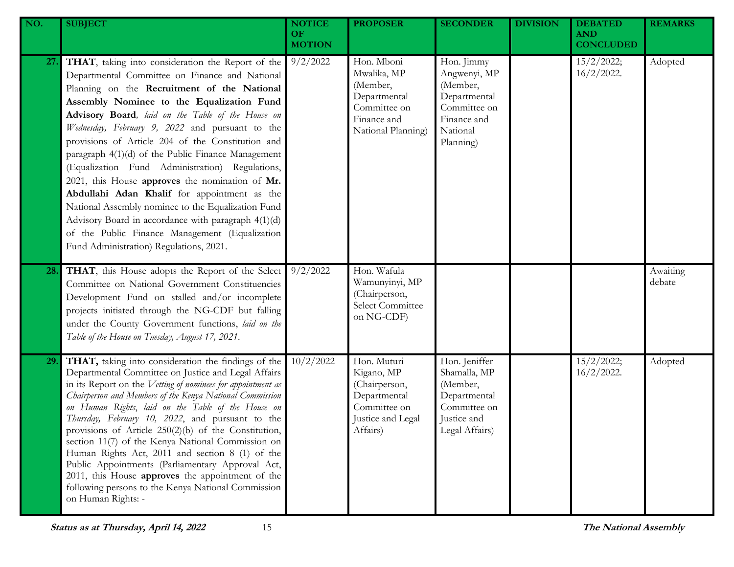| NO. | SUBJECT | NOTICE OF MOTION | PROPOSER | SECONDER | DIVISION | DEBATED AND CONCLUDED | REMARKS |
|---|---|---|---|---|---|---|---|
| 27. | **THAT**, taking into consideration the Report of the Departmental Committee on Finance and National Planning on the **Recruitment of the National Assembly Nominee to the Equalization Fund Advisory Board**, *laid on the Table of the House on Wednesday, February 9, 2022* and pursuant to the provisions of Article 204 of the Constitution and paragraph 4(1)(d) of the Public Finance Management (Equalization Fund Administration) Regulations, 2021, this House **approves** the nomination of **Mr. Abdullahi Adan Khalif** for appointment as the National Assembly nominee to the Equalization Fund Advisory Board in accordance with paragraph 4(1)(d) of the Public Finance Management (Equalization Fund Administration) Regulations, 2021. | 9/2/2022 | Hon. Mboni Mwalika, MP (Member, Departmental Committee on Finance and National Planning) | Hon. Jimmy Angwenyi, MP (Member, Departmental Committee on Finance and National Planning) | | 15/2/2022; 16/2/2022. | Adopted |
| 28. | **THAT**, this House adopts the Report of the Select Committee on National Government Constituencies Development Fund on stalled and/or incomplete projects initiated through the NG-CDF but falling under the County Government functions, *laid on the Table of the House on Tuesday, August 17, 2021*. | 9/2/2022 | Hon. Wafula Wamunyinyi, MP (Chairperson, Select Committee on NG-CDF) | | | | Awaiting debate |
| 29. | **THAT,** taking into consideration the findings of the Departmental Committee on Justice and Legal Affairs in its Report on the *Vetting of nominees for appointment as Chairperson and Members of the Kenya National Commission on Human Rights*, *laid on the Table of the House on Thursday, February 10, 2022*, and pursuant to the provisions of Article 250(2)(b) of the Constitution, section 11(7) of the Kenya National Commission on Human Rights Act, 2011 and section 8 (1) of the Public Appointments (Parliamentary Approval Act, 2011, this House **approves** the appointment of the following persons to the Kenya National Commission on Human Rights: - | 10/2/2022 | Hon. Muturi Kigano, MP (Chairperson, Departmental Committee on Justice and Legal Affairs) | Hon. Jeniffer Shamalla, MP (Member, Departmental Committee on Justice and Legal Affairs) | | 15/2/2022; 16/2/2022. | Adopted |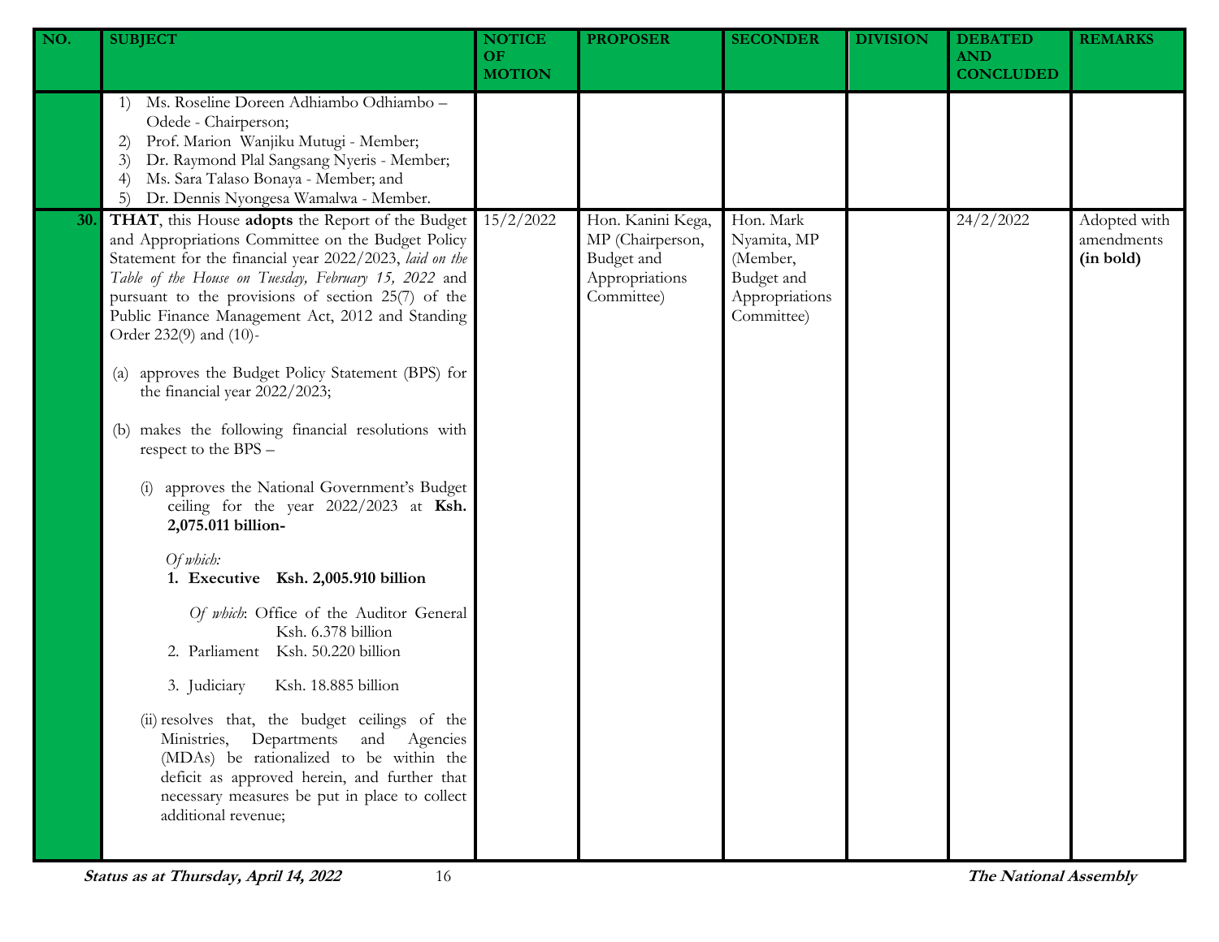| NO. | SUBJECT | NOTICE OF MOTION | PROPOSER | SECONDER | DIVISION | DEBATED AND CONCLUDED | REMARKS |
|---|---|---|---|---|---|---|---|
| | 1) Ms. Roseline Doreen Adhiambo Odhiambo – Odede - Chairperson;<br>2) Prof. Marion Wanjiku Mutugi - Member;<br>3) Dr. Raymond Plal Sangsang Nyeris - Member;<br>4) Ms. Sara Talaso Bonaya - Member; and<br>5) Dr. Dennis Nyongesa Wamalwa - Member. | | | | | | |
| 30. | **THAT**, this House **adopts** the Report of the Budget and Appropriations Committee on the Budget Policy Statement for the financial year 2022/2023, *laid on the Table of the House on Tuesday, February 15, 2022* and pursuant to the provisions of section 25(7) of the Public Finance Management Act, 2012 and Standing Order 232(9) and (10)-<br><br>(a) approves the Budget Policy Statement (BPS) for the financial year 2022/2023;<br><br>(b) makes the following financial resolutions with respect to the BPS –<br><br>(i) approves the National Government's Budget ceiling for the year 2022/2023 at **Ksh. 2,075.011 billion-**<br><br>*Of which:*<br>**1. Executive Ksh. 2,005.910 billion**<br><br>*Of which*: Office of the Auditor General Ksh. 6.378 billion<br>2. Parliament Ksh. 50.220 billion<br><br>3. Judiciary Ksh. 18.885 billion<br><br>(ii) resolves that, the budget ceilings of the Ministries, Departments and Agencies (MDAs) be rationalized to be within the deficit as approved herein, and further that necessary measures be put in place to collect additional revenue; | 15/2/2022 | Hon. Kanini Kega, MP (Chairperson, Budget and Appropriations Committee) | Hon. Mark Nyamita, MP (Member, Budget and Appropriations Committee) | | 24/2/2022 | Adopted with amendments **(in bold)** |

Status as at Thursday, April 14, 2022 — The National Assembly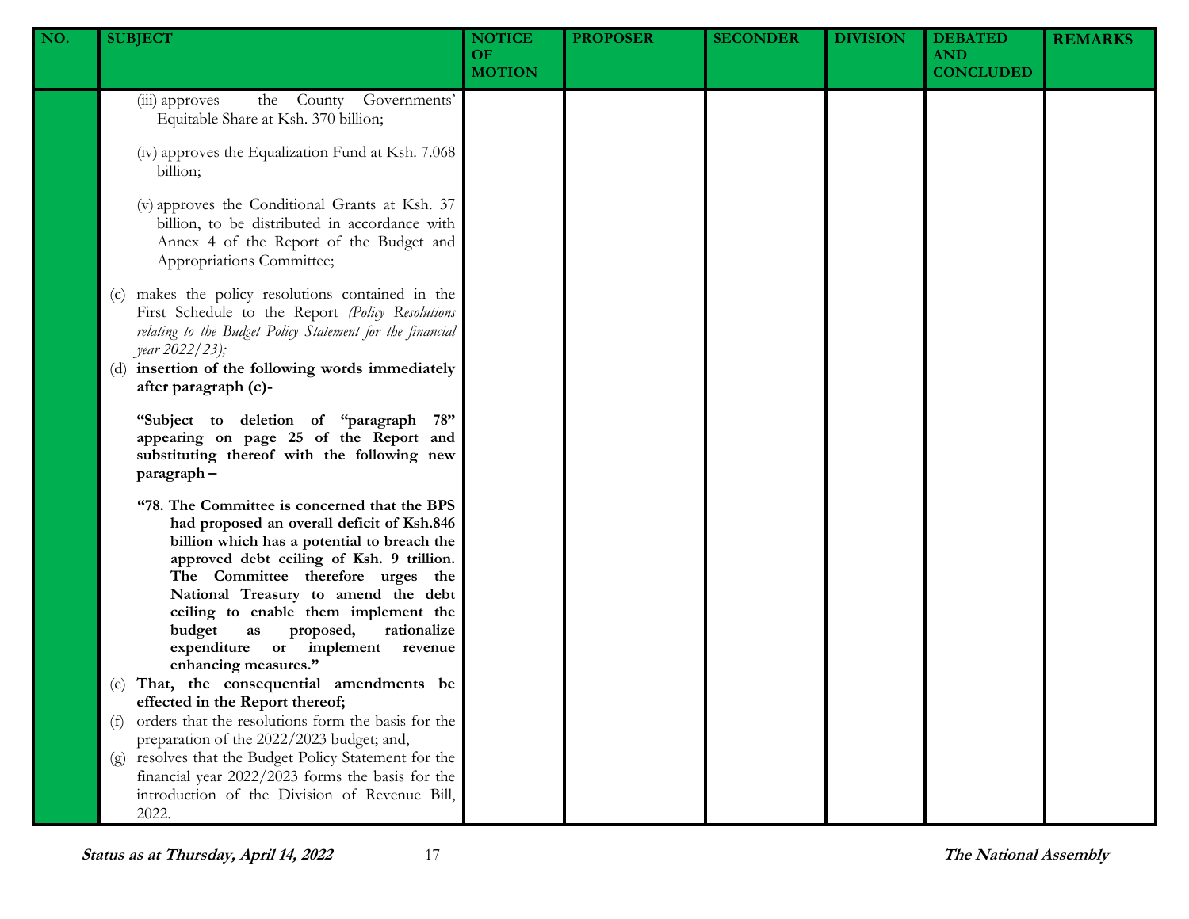| NO. | SUBJECT | NOTICE OF MOTION | PROPOSER | SECONDER | DIVISION | DEBATED AND CONCLUDED | REMARKS |
|---|---|---|---|---|---|---|---|
| | (iii) approves the County Governments' Equitable Share at Ksh. 370 billion;<br><br>(iv) approves the Equalization Fund at Ksh. 7.068 billion;<br><br>(v) approves the Conditional Grants at Ksh. 37 billion, to be distributed in accordance with Annex 4 of the Report of the Budget and Appropriations Committee;<br><br>(c) makes the policy resolutions contained in the First Schedule to the Report *(Policy Resolutions relating to the Budget Policy Statement for the financial year 2022/23);*<br>(d) **insertion of the following words immediately after paragraph (c)-**<br><br>**"Subject to deletion of "paragraph 78" appearing on page 25 of the Report and substituting thereof with the following new paragraph –**<br><br>**"78. The Committee is concerned that the BPS had proposed an overall deficit of Ksh.846 billion which has a potential to breach the approved debt ceiling of Ksh. 9 trillion. The Committee therefore urges the National Treasury to amend the debt ceiling to enable them implement the budget as proposed, rationalize expenditure or implement revenue enhancing measures."**<br>(e) **That, the consequential amendments be effected in the Report thereof;**<br>(f) orders that the resolutions form the basis for the preparation of the 2022/2023 budget; and,<br>(g) resolves that the Budget Policy Statement for the financial year 2022/2023 forms the basis for the introduction of the Division of Revenue Bill, 2022. | | | | | | |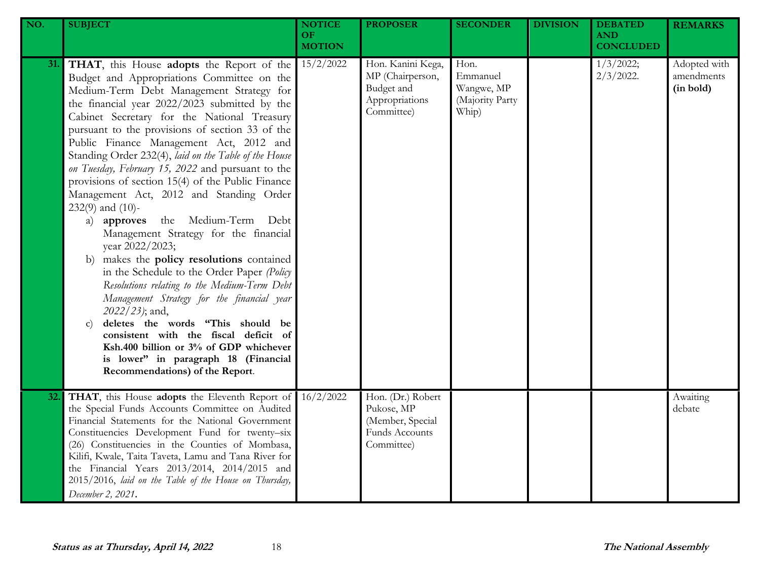| NO. | SUBJECT | NOTICE OF MOTION | PROPOSER | SECONDER | DIVISION | DEBATED AND CONCLUDED | REMARKS |
|---|---|---|---|---|---|---|---|
| 31. | **THAT**, this House **adopts** the Report of the Budget and Appropriations Committee on the Medium-Term Debt Management Strategy for the financial year 2022/2023 submitted by the Cabinet Secretary for the National Treasury pursuant to the provisions of section 33 of the Public Finance Management Act, 2012 and Standing Order 232(4), *laid on the Table of the House on Tuesday, February 15, 2022* and pursuant to the provisions of section 15(4) of the Public Finance Management Act, 2012 and Standing Order 232(9) and (10)- <br>a) **approves** the Medium-Term Debt Management Strategy for the financial year 2022/2023; <br>b) makes the **policy resolutions** contained in the Schedule to the Order Paper *(Policy Resolutions relating to the Medium-Term Debt Management Strategy for the financial year 2022/23)*; and, <br>c) **deletes the words "This should be consistent with the fiscal deficit of Ksh.400 billion or 3% of GDP whichever is lower" in paragraph 18 (Financial Recommendations) of the Report**. | 15/2/2022 | Hon. Kanini Kega, MP (Chairperson, Budget and Appropriations Committee) | Hon. Emmanuel Wangwe, MP (Majority Party Whip) | | 1/3/2022; 2/3/2022. | Adopted with amendments **(in bold)** |
| 32. | **THAT**, this House **adopts** the Eleventh Report of the Special Funds Accounts Committee on Audited Financial Statements for the National Government Constituencies Development Fund for twenty–six (26) Constituencies in the Counties of Mombasa, Kilifi, Kwale, Taita Taveta, Lamu and Tana River for the Financial Years 2013/2014, 2014/2015 and 2015/2016, *laid on the Table of the House on Thursday, December 2, 2021*. | 16/2/2022 | Hon. (Dr.) Robert Pukose, MP (Member, Special Funds Accounts Committee) | | | | Awaiting debate |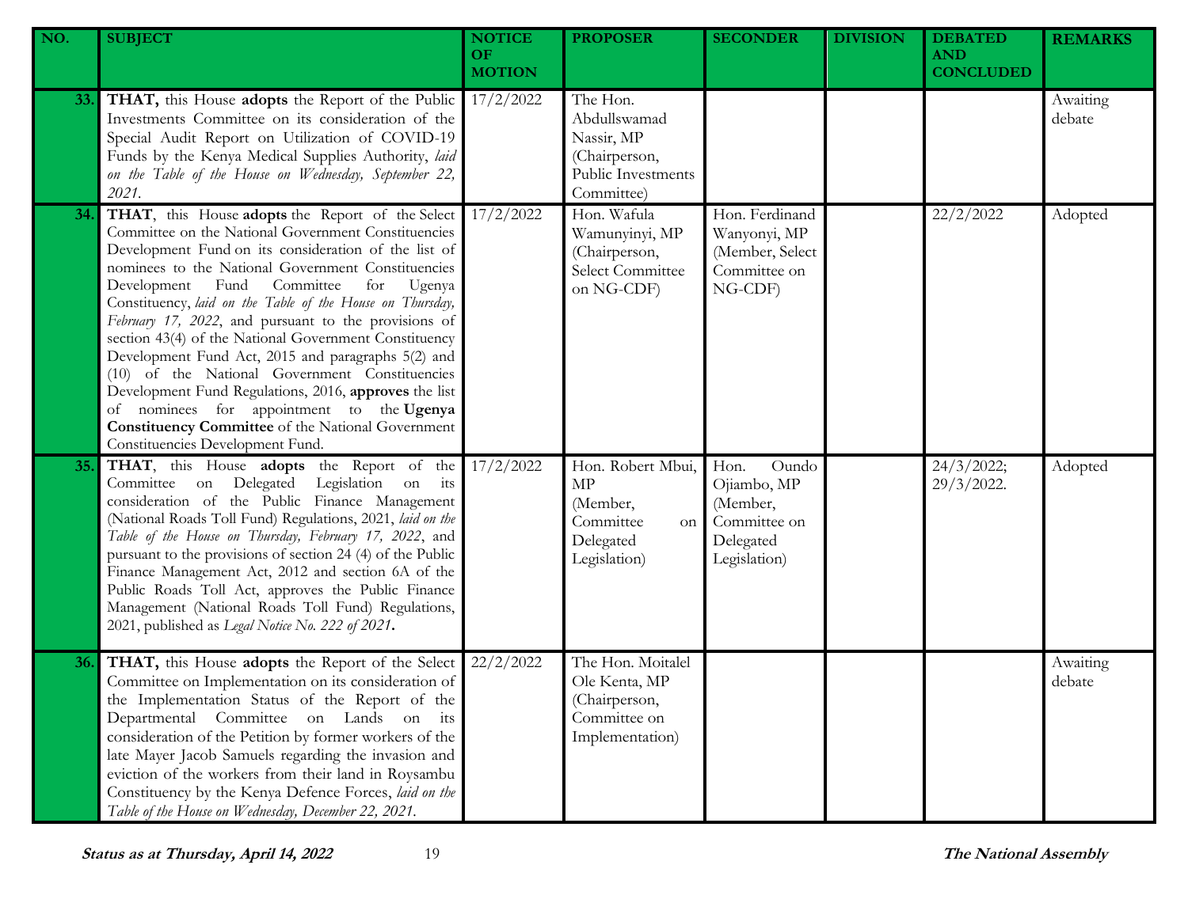| NO. | SUBJECT | NOTICE OF MOTION | PROPOSER | SECONDER | DIVISION | DEBATED AND CONCLUDED | REMARKS |
|---|---|---|---|---|---|---|---|
| 33. | **THAT,** this House **adopts** the Report of the Public Investments Committee on its consideration of the Special Audit Report on Utilization of COVID-19 Funds by the Kenya Medical Supplies Authority, *laid on the Table of the House on Wednesday, September 22, 2021.* | 17/2/2022 | The Hon. Abdullswamad Nassir, MP (Chairperson, Public Investments Committee) | | | | Awaiting debate |
| 34. | **THAT**, this House **adopts** the Report of the Select Committee on the National Government Constituencies Development Fund on its consideration of the list of nominees to the National Government Constituencies Development Fund Committee for Ugenya Constituency, *laid on the Table of the House on Thursday, February 17, 2022*, and pursuant to the provisions of section 43(4) of the National Government Constituency Development Fund Act, 2015 and paragraphs 5(2) and (10) of the National Government Constituencies Development Fund Regulations, 2016, **approves** the list of nominees for appointment to the **Ugenya Constituency Committee** of the National Government Constituencies Development Fund. | 17/2/2022 | Hon. Wafula Wamunyinyi, MP (Chairperson, Select Committee on NG-CDF) | Hon. Ferdinand Wanyonyi, MP (Member, Select Committee on NG-CDF) | | 22/2/2022 | Adopted |
| 35. | **THAT**, this House **adopts** the Report of the Committee on Delegated Legislation on its consideration of the Public Finance Management (National Roads Toll Fund) Regulations, 2021, *laid on the Table of the House on Thursday, February 17, 2022*, and pursuant to the provisions of section 24 (4) of the Public Finance Management Act, 2012 and section 6A of the Public Roads Toll Act, approves the Public Finance Management (National Roads Toll Fund) Regulations, 2021, published as *Legal Notice No. 222 of 2021*. | 17/2/2022 | Hon. Robert Mbui, MP (Member, Committee on Delegated Legislation) | Hon. Oundo Ojiambo, MP (Member, Committee on Delegated Legislation) | | 24/3/2022; 29/3/2022. | Adopted |
| 36. | **THAT,** this House **adopts** the Report of the Select Committee on Implementation on its consideration of the Implementation Status of the Report of the Departmental Committee on Lands on its consideration of the Petition by former workers of the late Mayer Jacob Samuels regarding the invasion and eviction of the workers from their land in Roysambu Constituency by the Kenya Defence Forces, *laid on the Table of the House on Wednesday, December 22, 2021.* | 22/2/2022 | The Hon. Moitalel Ole Kenta, MP (Chairperson, Committee on Implementation) | | | | Awaiting debate |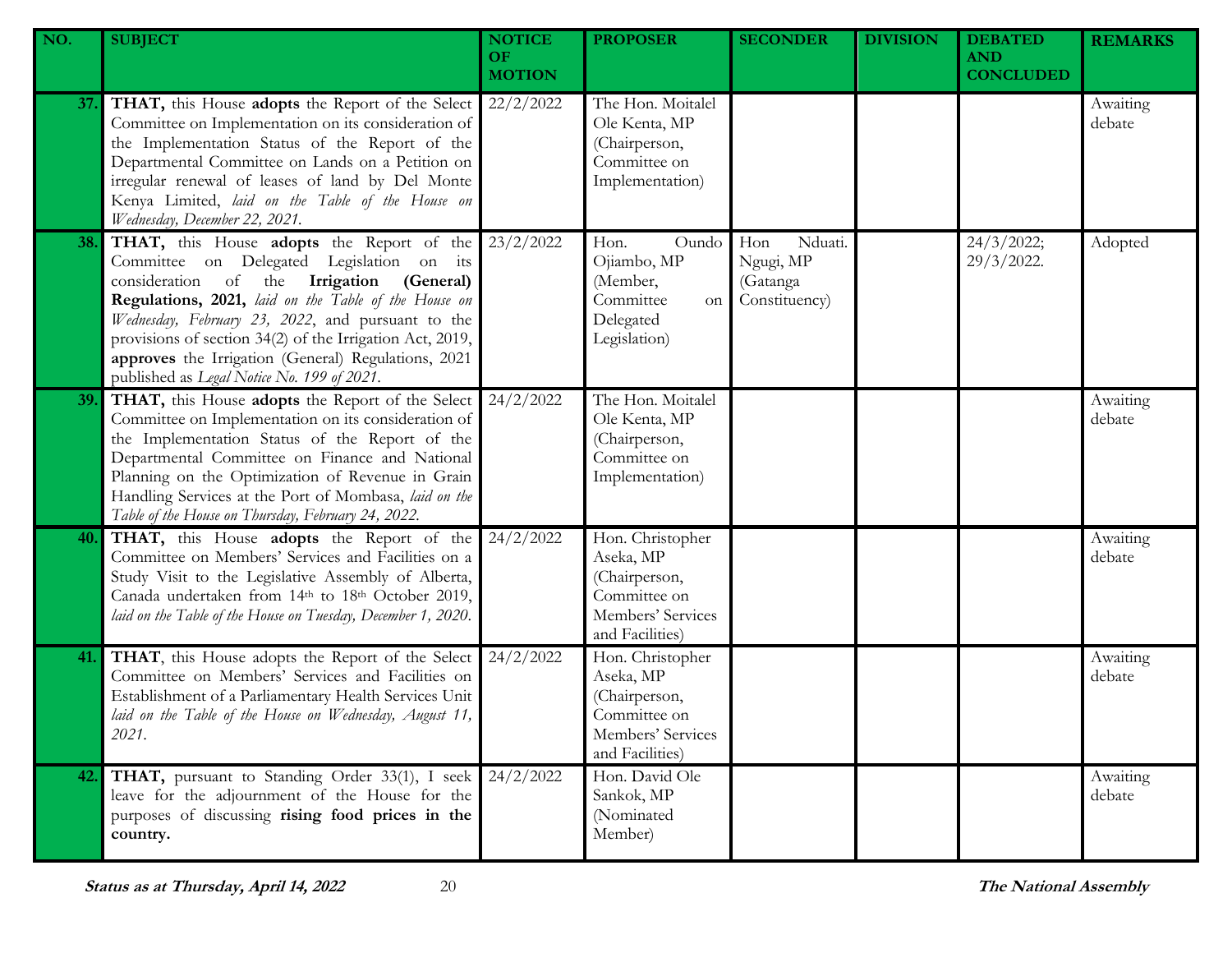| NO. | SUBJECT | NOTICE OF MOTION | PROPOSER | SECONDER | DIVISION | DEBATED AND CONCLUDED | REMARKS |
|---|---|---|---|---|---|---|---|
| 37. | **THAT,** this House **adopts** the Report of the Select Committee on Implementation on its consideration of the Implementation Status of the Report of the Departmental Committee on Lands on a Petition on irregular renewal of leases of land by Del Monte Kenya Limited, *laid on the Table of the House on Wednesday, December 22, 2021.* | 22/2/2022 | The Hon. Moitalel Ole Kenta, MP (Chairperson, Committee on Implementation) | | | | Awaiting debate |
| 38. | **THAT,** this House **adopts** the Report of the Committee on Delegated Legislation on its consideration of the **Irrigation (General) Regulations, 2021,** *laid on the Table of the House on Wednesday, February 23, 2022*, and pursuant to the provisions of section 34(2) of the Irrigation Act, 2019, **approves** the Irrigation (General) Regulations, 2021 published as *Legal Notice No. 199 of 2021.* | 23/2/2022 | Hon. Oundo Ojiambo, MP (Member, Committee on Delegated Legislation) | Hon Nduati. Ngugi, MP (Gatanga Constituency) | | 24/3/2022; 29/3/2022. | Adopted |
| 39. | **THAT,** this House **adopts** the Report of the Select Committee on Implementation on its consideration of the Implementation Status of the Report of the Departmental Committee on Finance and National Planning on the Optimization of Revenue in Grain Handling Services at the Port of Mombasa, *laid on the Table of the House on Thursday, February 24, 2022.* | 24/2/2022 | The Hon. Moitalel Ole Kenta, MP (Chairperson, Committee on Implementation) | | | | Awaiting debate |
| 40. | **THAT,** this House **adopts** the Report of the Committee on Members' Services and Facilities on a Study Visit to the Legislative Assembly of Alberta, Canada undertaken from 14th to 18th October 2019, *laid on the Table of the House on Tuesday, December 1, 2020.* | 24/2/2022 | Hon. Christopher Aseka, MP (Chairperson, Committee on Members' Services and Facilities) | | | | Awaiting debate |
| 41. | **THAT**, this House adopts the Report of the Select Committee on Members' Services and Facilities on Establishment of a Parliamentary Health Services Unit *laid on the Table of the House on Wednesday, August 11, 2021.* | 24/2/2022 | Hon. Christopher Aseka, MP (Chairperson, Committee on Members' Services and Facilities) | | | | Awaiting debate |
| 42. | **THAT,** pursuant to Standing Order 33(1), I seek leave for the adjournment of the House for the purposes of discussing **rising food prices in the country.** | 24/2/2022 | Hon. David Ole Sankok, MP (Nominated Member) | | | | Awaiting debate |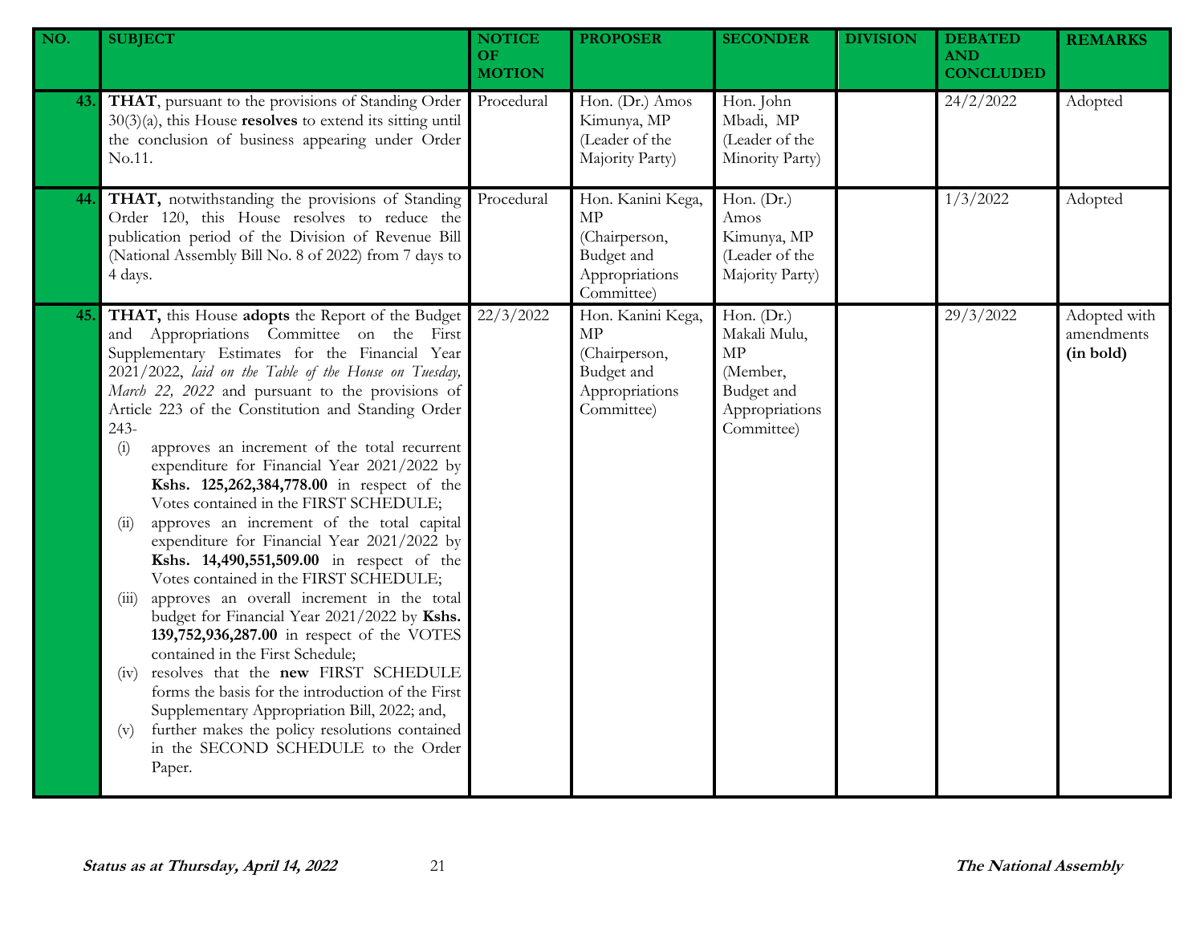| NO. | SUBJECT | NOTICE OF MOTION | PROPOSER | SECONDER | DIVISION | DEBATED AND CONCLUDED | REMARKS |
|---|---|---|---|---|---|---|---|
| 43. | **THAT**, pursuant to the provisions of Standing Order 30(3)(a), this House **resolves** to extend its sitting until the conclusion of business appearing under Order No.11. | Procedural | Hon. (Dr.) Amos Kimunya, MP (Leader of the Majority Party) | Hon. John Mbadi, MP (Leader of the Minority Party) | | 24/2/2022 | Adopted |
| 44. | **THAT,** notwithstanding the provisions of Standing Order 120, this House resolves to reduce the publication period of the Division of Revenue Bill (National Assembly Bill No. 8 of 2022) from 7 days to 4 days. | Procedural | Hon. Kanini Kega, MP (Chairperson, Budget and Appropriations Committee) | Hon. (Dr.) Amos Kimunya, MP (Leader of the Majority Party) | | 1/3/2022 | Adopted |
| 45. | **THAT,** this House **adopts** the Report of the Budget and Appropriations Committee on the First Supplementary Estimates for the Financial Year 2021/2022, *laid on the Table of the House on Tuesday, March 22, 2022* and pursuant to the provisions of Article 223 of the Constitution and Standing Order 243-<br>(i) approves an increment of the total recurrent expenditure for Financial Year 2021/2022 by **Kshs. 125,262,384,778.00** in respect of the Votes contained in the FIRST SCHEDULE;<br>(ii) approves an increment of the total capital expenditure for Financial Year 2021/2022 by **Kshs. 14,490,551,509.00** in respect of the Votes contained in the FIRST SCHEDULE;<br>(iii) approves an overall increment in the total budget for Financial Year 2021/2022 by **Kshs. 139,752,936,287.00** in respect of the VOTES contained in the First Schedule;<br>(iv) resolves that the **new** FIRST SCHEDULE forms the basis for the introduction of the First Supplementary Appropriation Bill, 2022; and,<br>(v) further makes the policy resolutions contained in the SECOND SCHEDULE to the Order Paper. | 22/3/2022 | Hon. Kanini Kega, MP (Chairperson, Budget and Appropriations Committee) | Hon. (Dr.) Makali Mulu, MP (Member, Budget and Appropriations Committee) | | 29/3/2022 | Adopted with amendments **(in bold)** |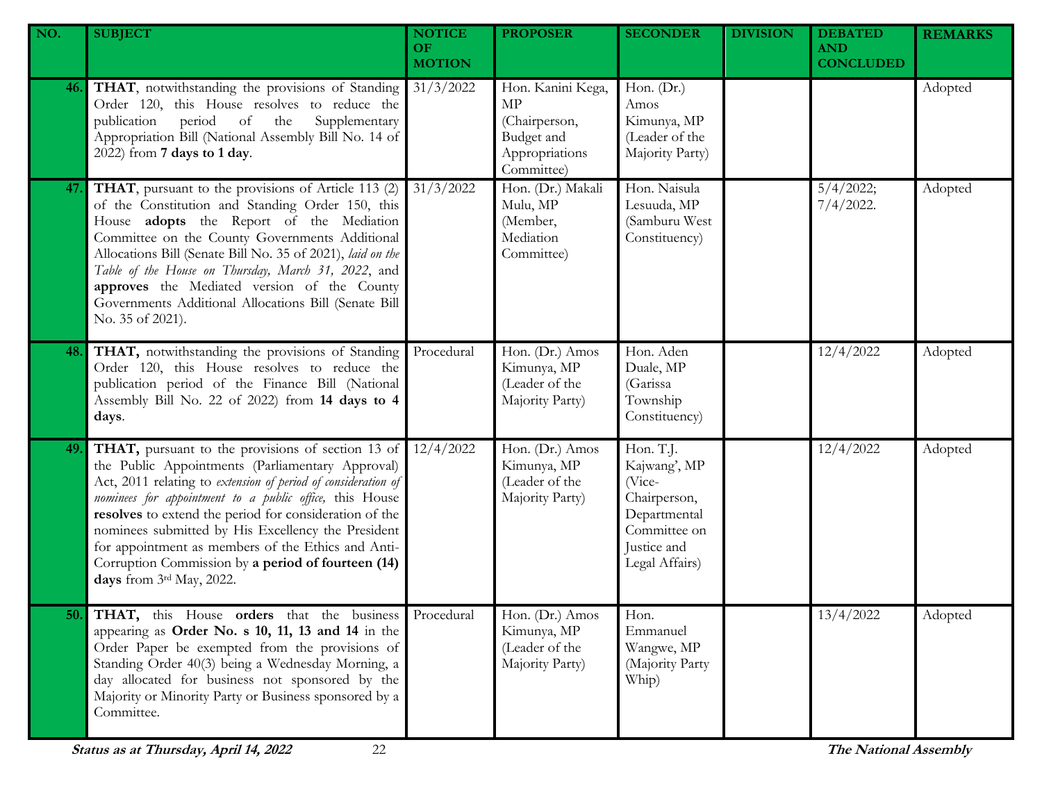| NO. | SUBJECT | NOTICE OF MOTION | PROPOSER | SECONDER | DIVISION | DEBATED AND CONCLUDED | REMARKS |
|---|---|---|---|---|---|---|---|
| 46. | **THAT**, notwithstanding the provisions of Standing Order 120, this House resolves to reduce the publication period of the Supplementary Appropriation Bill (National Assembly Bill No. 14 of 2022) from **7 days to 1 day**. | 31/3/2022 | Hon. Kanini Kega, MP (Chairperson, Budget and Appropriations Committee) | Hon. (Dr.) Amos Kimunya, MP (Leader of the Majority Party) | | | Adopted |
| 47. | **THAT**, pursuant to the provisions of Article 113 (2) of the Constitution and Standing Order 150, this House **adopts** the Report of the Mediation Committee on the County Governments Additional Allocations Bill (Senate Bill No. 35 of 2021), *laid on the Table of the House on Thursday, March 31, 2022*, and **approves** the Mediated version of the County Governments Additional Allocations Bill (Senate Bill No. 35 of 2021). | 31/3/2022 | Hon. (Dr.) Makali Mulu, MP (Member, Mediation Committee) | Hon. Naisula Lesuuda, MP (Samburu West Constituency) | | 5/4/2022; 7/4/2022. | Adopted |
| 48. | **THAT,** notwithstanding the provisions of Standing Order 120, this House resolves to reduce the publication period of the Finance Bill (National Assembly Bill No. 22 of 2022) from **14 days to 4 days**. | Procedural | Hon. (Dr.) Amos Kimunya, MP (Leader of the Majority Party) | Hon. Aden Duale, MP (Garissa Township Constituency) | | 12/4/2022 | Adopted |
| 49. | **THAT,** pursuant to the provisions of section 13 of the Public Appointments (Parliamentary Approval) Act, 2011 relating to *extension of period of consideration of nominees for appointment to a public office,* this House **resolves** to extend the period for consideration of the nominees submitted by His Excellency the President for appointment as members of the Ethics and Anti-Corruption Commission by **a period of fourteen (14) days** from 3rd May, 2022. | 12/4/2022 | Hon. (Dr.) Amos Kimunya, MP (Leader of the Majority Party) | Hon. T.J. Kajwang', MP (Vice-Chairperson, Departmental Committee on Justice and Legal Affairs) | | 12/4/2022 | Adopted |
| 50. | **THAT,** this House **orders** that the business appearing as **Order No. s 10, 11, 13 and 14** in the Order Paper be exempted from the provisions of Standing Order 40(3) being a Wednesday Morning, a day allocated for business not sponsored by the Majority or Minority Party or Business sponsored by a Committee. | Procedural | Hon. (Dr.) Amos Kimunya, MP (Leader of the Majority Party) | Hon. Emmanuel Wangwe, MP (Majority Party Whip) | | 13/4/2022 | Adopted |